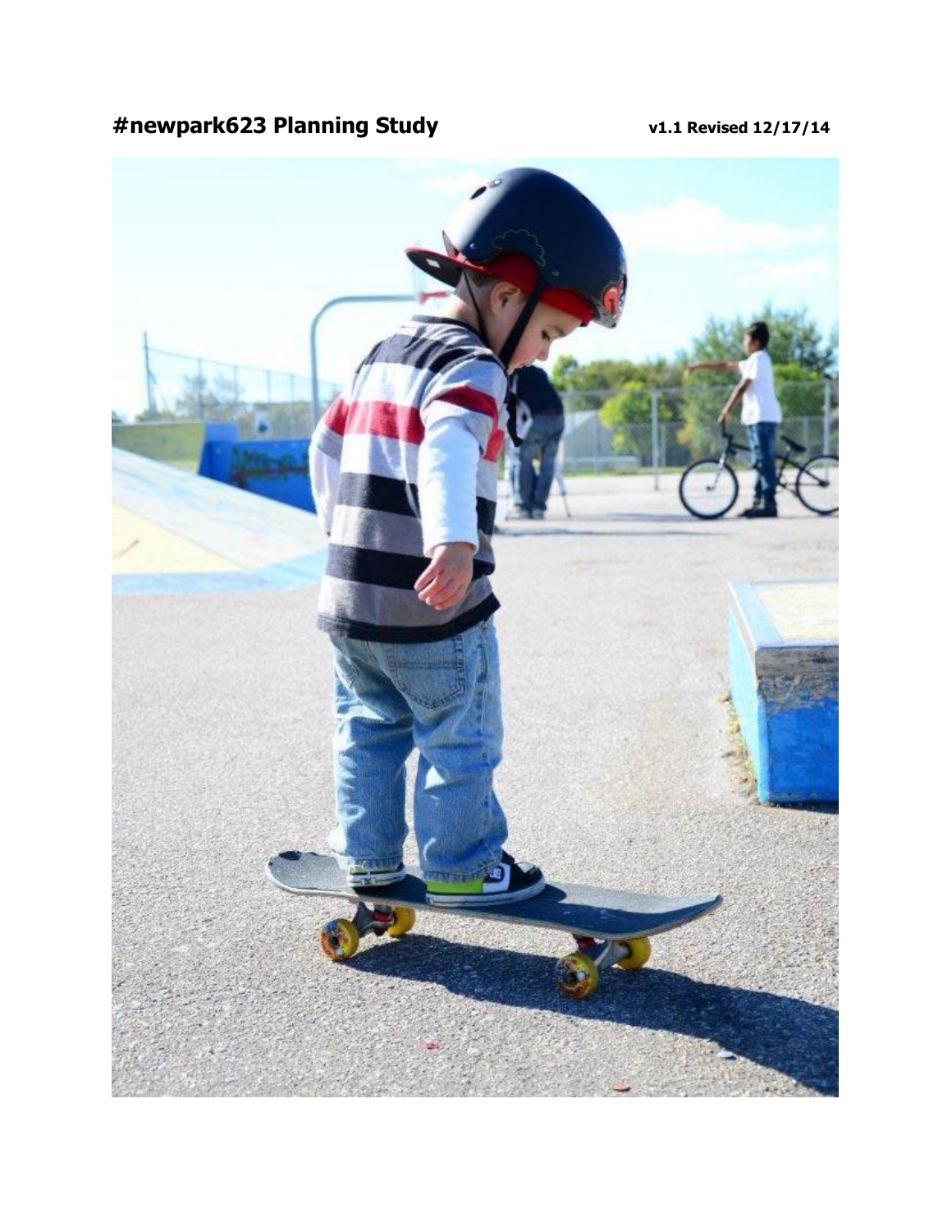# #newpark623 Planning Study

**v1.1 Revised 12/17/14**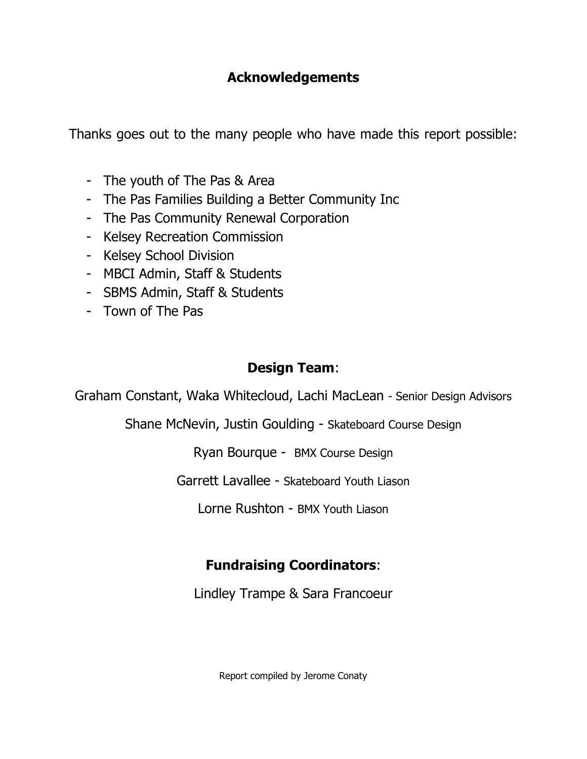## Acknowledgements

Thanks goes out to the many people who have made this report possible:

- The youth of The Pas & Area
- The Pas Families Building a Better Community Inc
- The Pas Community Renewal Corporation
- Kelsey Recreation Commission
- Kelsey School Division
- MBCI Admin, Staff & Students
- SBMS Admin, Staff & Students
- Town of The Pas

### **Design Team**:

Graham Constant, Waka Whitecloud, Lachi MacLean - Senior Design Advisors

Shane McNevin, Justin Goulding - Skateboard Course Design

Ryan Bourque - BMX Course Design

Garrett Lavallee - Skateboard Youth Liason

Lorne Rushton - BMX Youth Liason

### **Fundraising Coordinators**:

Lindley Trampe & Sara Francoeur

Report compiled by Jerome Conaty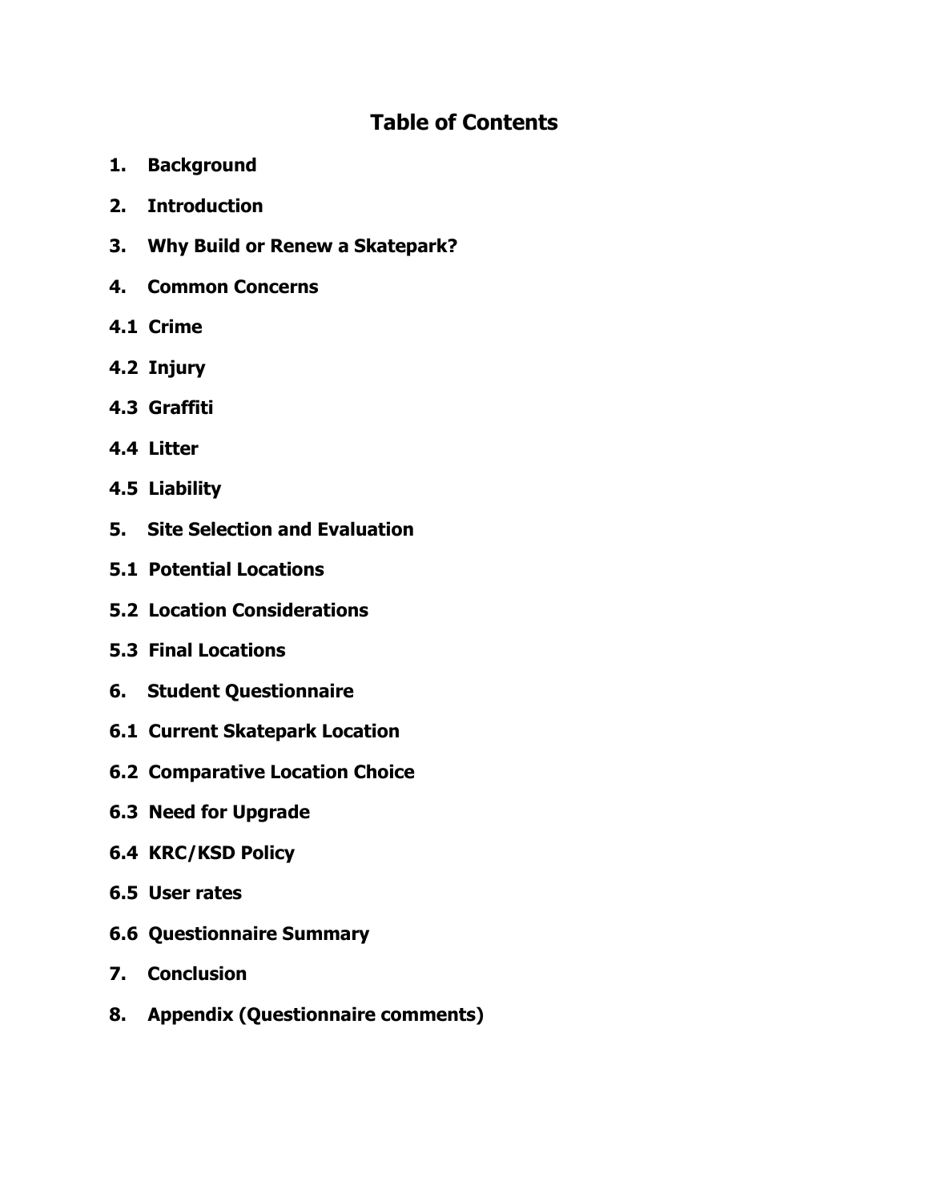# Table of Contents

**1. Background**

**2. Introduction**

**3. Why Build or Renew a Skatepark?**

**4. Common Concerns**

**4.1 Crime**

**4.2 Injury**

**4.3 Graffiti**

**4.4 Litter**

**4.5 Liability**

**5. Site Selection and Evaluation**

**5.1 Potential Locations**

**5.2 Location Considerations**

**5.3 Final Locations**

**6. Student Questionnaire**

**6.1 Current Skatepark Location**

**6.2 Comparative Location Choice**

**6.3 Need for Upgrade**

**6.4 KRC/KSD Policy**

**6.5 User rates**

**6.6 Questionnaire Summary**

**7. Conclusion**

**8. Appendix (Questionnaire comments)**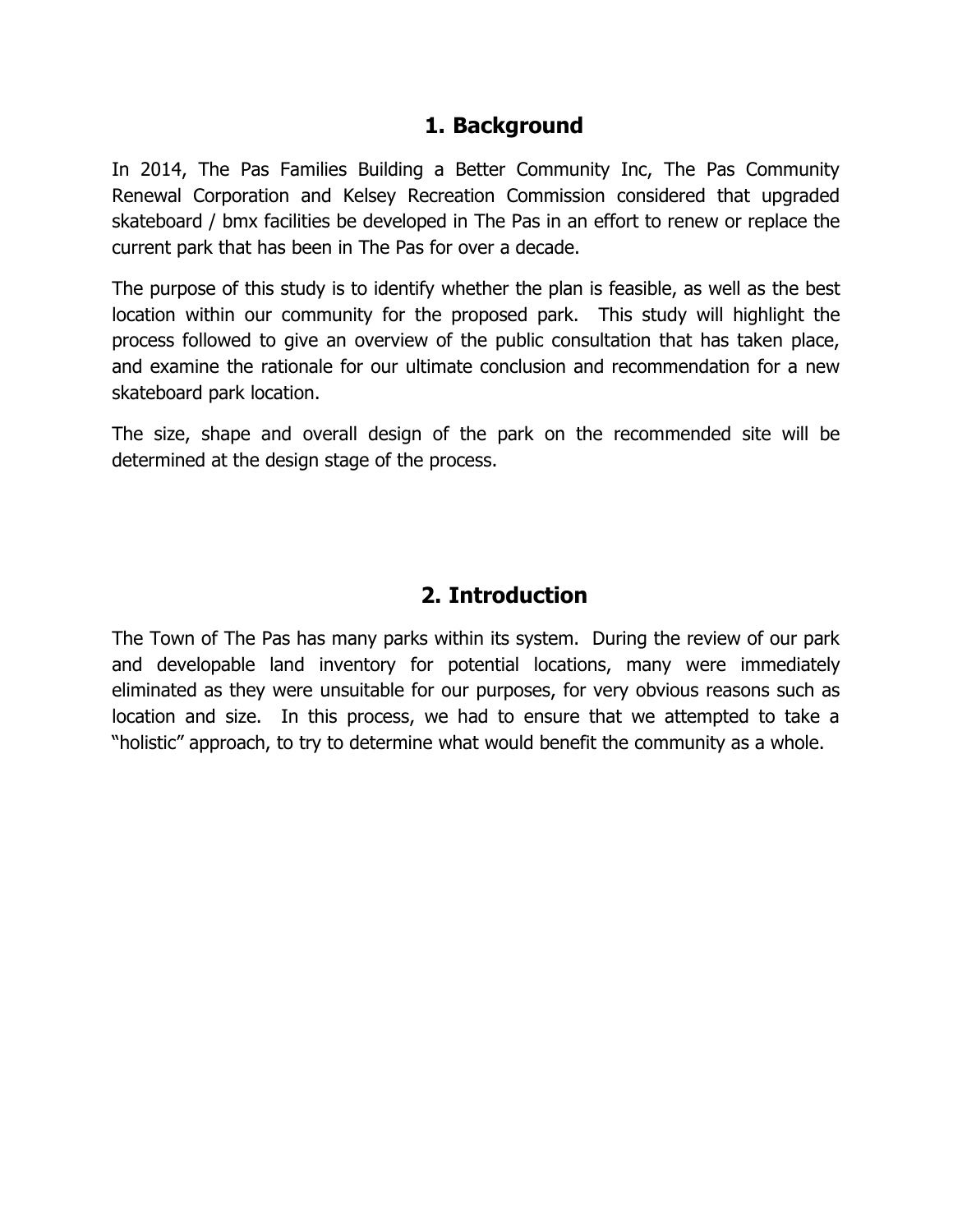## 1. Background

In 2014, The Pas Families Building a Better Community Inc, The Pas Community Renewal Corporation and Kelsey Recreation Commission considered that upgraded skateboard / bmx facilities be developed in The Pas in an effort to renew or replace the current park that has been in The Pas for over a decade.

The purpose of this study is to identify whether the plan is feasible, as well as the best location within our community for the proposed park. This study will highlight the process followed to give an overview of the public consultation that has taken place, and examine the rationale for our ultimate conclusion and recommendation for a new skateboard park location.

The size, shape and overall design of the park on the recommended site will be determined at the design stage of the process.

## 2. Introduction

The Town of The Pas has many parks within its system. During the review of our park and developable land inventory for potential locations, many were immediately eliminated as they were unsuitable for our purposes, for very obvious reasons such as location and size. In this process, we had to ensure that we attempted to take a "holistic" approach, to try to determine what would benefit the community as a whole.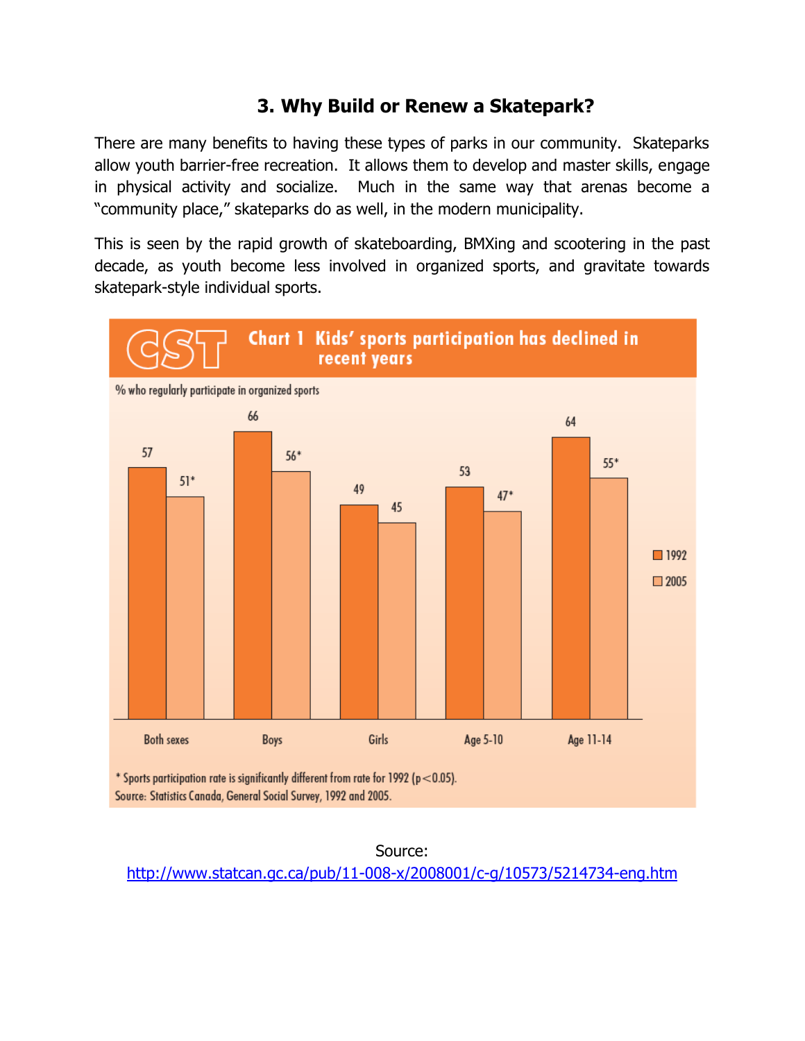## 3. Why Build or Renew a Skatepark?

There are many benefits to having these types of parks in our community. Skateparks allow youth barrier-free recreation. It allows them to develop and master skills, engage in physical activity and socialize. Much in the same way that arenas become a "community place," skateparks do as well, in the modern municipality.

This is seen by the rapid growth of skateboarding, BMXing and scootering in the past decade, as youth become less involved in organized sports, and gravitate towards skatepark-style individual sports.

**CST Chart 1 Kids' sports participation has declined in recent years**

% who regularly participate in organized sports

| | 1992 | 2005 |
|---|---|---|
| Both sexes | 57 | 51* |
| Boys | 66 | 56* |
| Girls | 49 | 45 |
| Age 5-10 | 53 | 47* |
| Age 11-14 | 64 | 55* |

* Sports participation rate is significantly different from rate for 1992 ($p < 0.05$).
Source: Statistics Canada, General Social Survey, 1992 and 2005.

Source:
http://www.statcan.gc.ca/pub/11-008-x/2008001/c-g/10573/5214734-eng.htm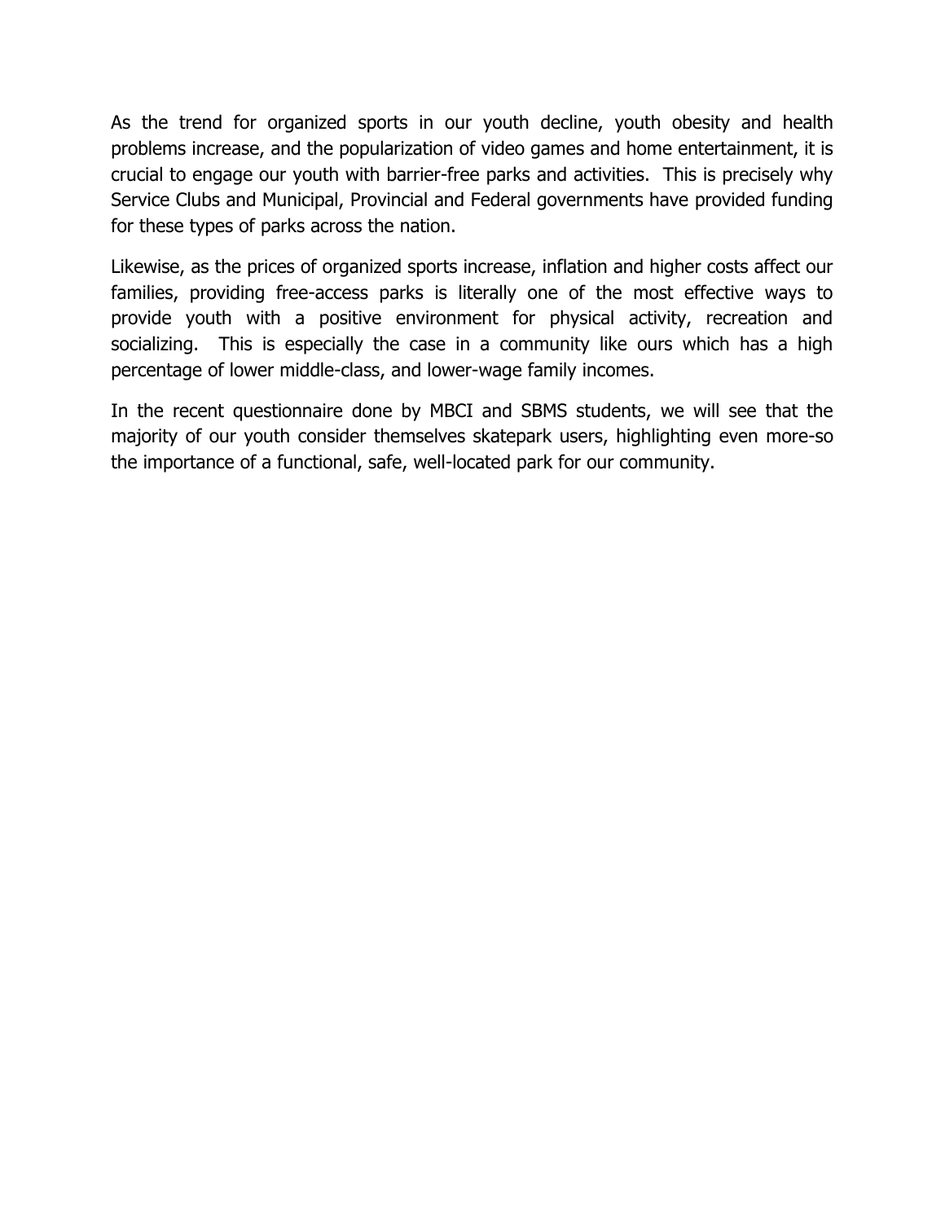As the trend for organized sports in our youth decline, youth obesity and health problems increase, and the popularization of video games and home entertainment, it is crucial to engage our youth with barrier-free parks and activities.  This is precisely why Service Clubs and Municipal, Provincial and Federal governments have provided funding for these types of parks across the nation.

Likewise, as the prices of organized sports increase, inflation and higher costs affect our families, providing free-access parks is literally one of the most effective ways to provide youth with a positive environment for physical activity, recreation and socializing.  This is especially the case in a community like ours which has a high percentage of lower middle-class, and lower-wage family incomes.

In the recent questionnaire done by MBCI and SBMS students, we will see that the majority of our youth consider themselves skatepark users, highlighting even more-so the importance of a functional, safe, well-located park for our community.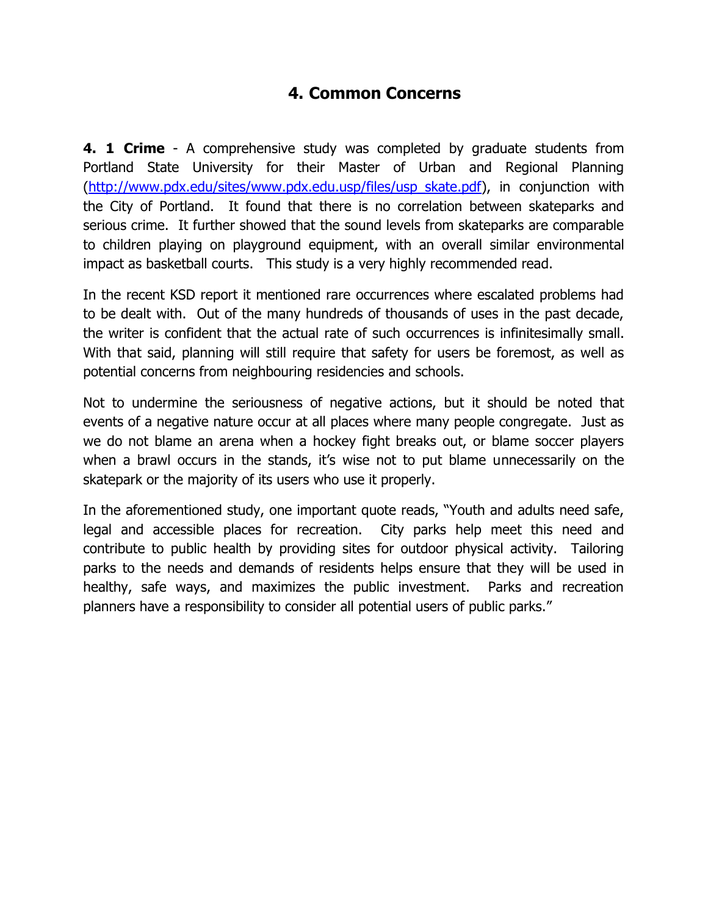# 4. Common Concerns

**4. 1 Crime** - A comprehensive study was completed by graduate students from Portland State University for their Master of Urban and Regional Planning ([http://www.pdx.edu/sites/www.pdx.edu.usp/files/usp_skate.pdf](http://www.pdx.edu/sites/www.pdx.edu.usp/files/usp_skate.pdf)), in conjunction with the City of Portland. It found that there is no correlation between skateparks and serious crime. It further showed that the sound levels from skateparks are comparable to children playing on playground equipment, with an overall similar environmental impact as basketball courts. This study is a very highly recommended read.

In the recent KSD report it mentioned rare occurrences where escalated problems had to be dealt with. Out of the many hundreds of thousands of uses in the past decade, the writer is confident that the actual rate of such occurrences is infinitesimally small. With that said, planning will still require that safety for users be foremost, as well as potential concerns from neighbouring residencies and schools.

Not to undermine the seriousness of negative actions, but it should be noted that events of a negative nature occur at all places where many people congregate. Just as we do not blame an arena when a hockey fight breaks out, or blame soccer players when a brawl occurs in the stands, it's wise not to put blame unnecessarily on the skatepark or the majority of its users who use it properly.

In the aforementioned study, one important quote reads, "Youth and adults need safe, legal and accessible places for recreation. City parks help meet this need and contribute to public health by providing sites for outdoor physical activity. Tailoring parks to the needs and demands of residents helps ensure that they will be used in healthy, safe ways, and maximizes the public investment. Parks and recreation planners have a responsibility to consider all potential users of public parks."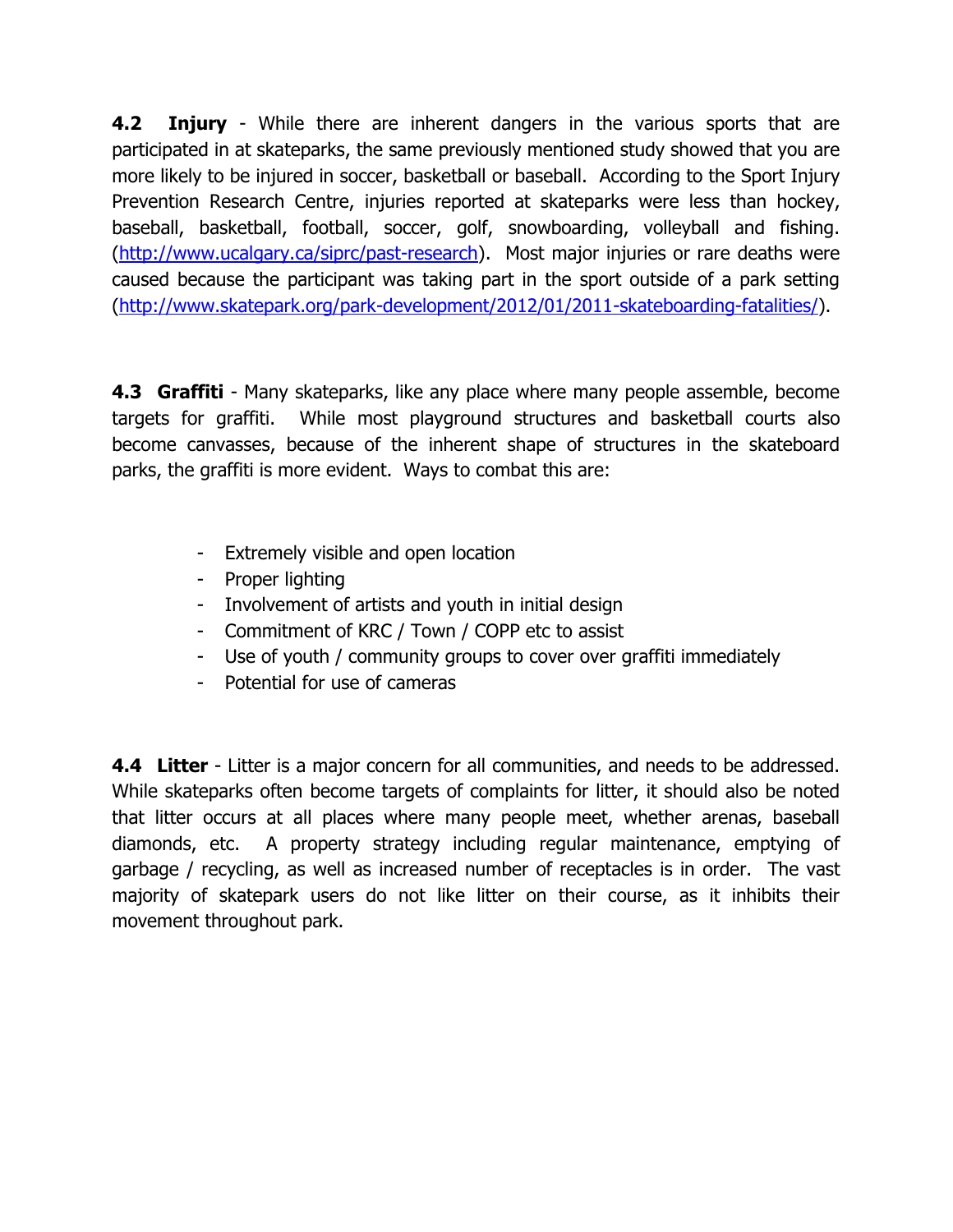**4.2 Injury** - While there are inherent dangers in the various sports that are participated in at skateparks, the same previously mentioned study showed that you are more likely to be injured in soccer, basketball or baseball. According to the Sport Injury Prevention Research Centre, injuries reported at skateparks were less than hockey, baseball, basketball, football, soccer, golf, snowboarding, volleyball and fishing. (http://www.ucalgary.ca/siprc/past-research). Most major injuries or rare deaths were caused because the participant was taking part in the sport outside of a park setting (http://www.skatepark.org/park-development/2012/01/2011-skateboarding-fatalities/).

**4.3 Graffiti** - Many skateparks, like any place where many people assemble, become targets for graffiti. While most playground structures and basketball courts also become canvasses, because of the inherent shape of structures in the skateboard parks, the graffiti is more evident. Ways to combat this are:

- Extremely visible and open location
- Proper lighting
- Involvement of artists and youth in initial design
- Commitment of KRC / Town / COPP etc to assist
- Use of youth / community groups to cover over graffiti immediately
- Potential for use of cameras

**4.4 Litter** - Litter is a major concern for all communities, and needs to be addressed. While skateparks often become targets of complaints for litter, it should also be noted that litter occurs at all places where many people meet, whether arenas, baseball diamonds, etc. A property strategy including regular maintenance, emptying of garbage / recycling, as well as increased number of receptacles is in order. The vast majority of skatepark users do not like litter on their course, as it inhibits their movement throughout park.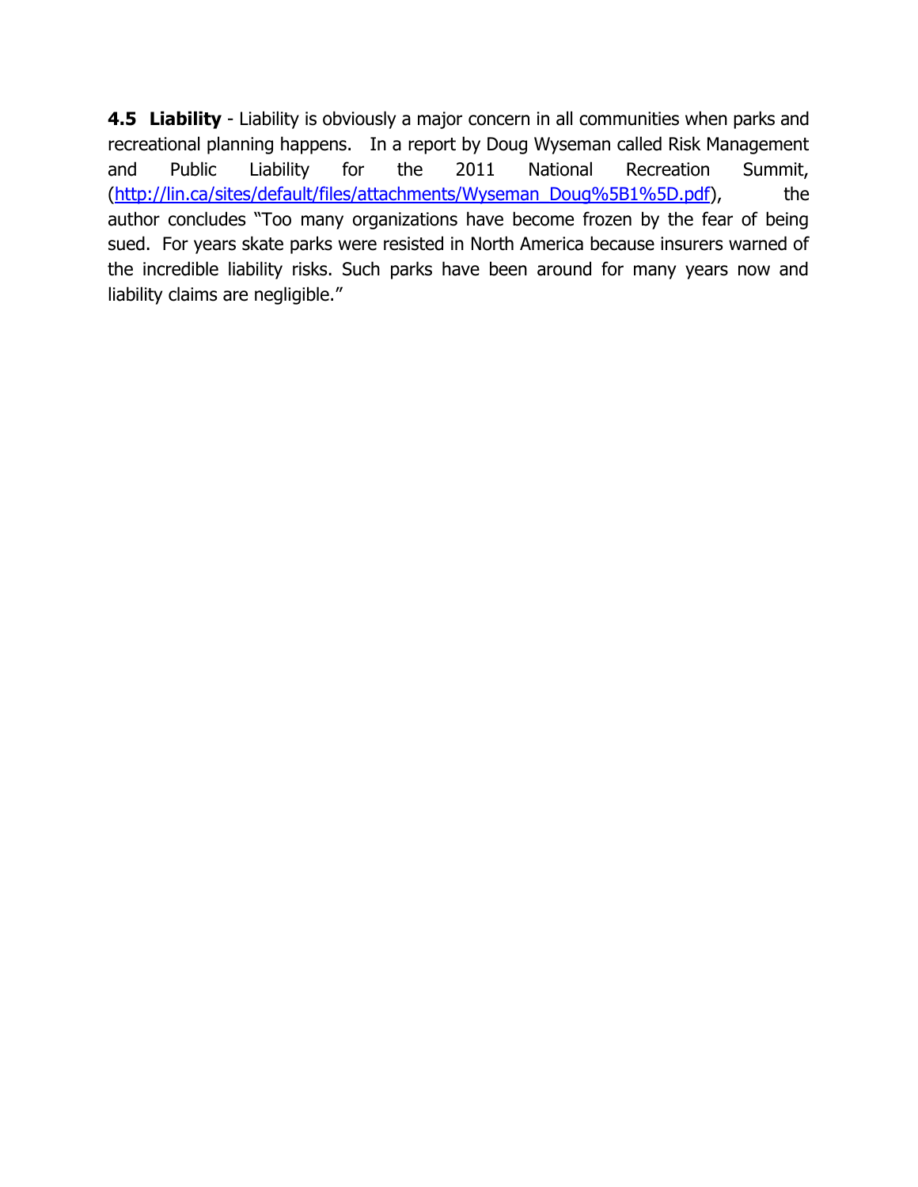**4.5 Liability** - Liability is obviously a major concern in all communities when parks and recreational planning happens. In a report by Doug Wyseman called Risk Management and Public Liability for the 2011 National Recreation Summit, (http://lin.ca/sites/default/files/attachments/Wyseman_Doug%5B1%5D.pdf), the author concludes "Too many organizations have become frozen by the fear of being sued. For years skate parks were resisted in North America because insurers warned of the incredible liability risks. Such parks have been around for many years now and liability claims are negligible."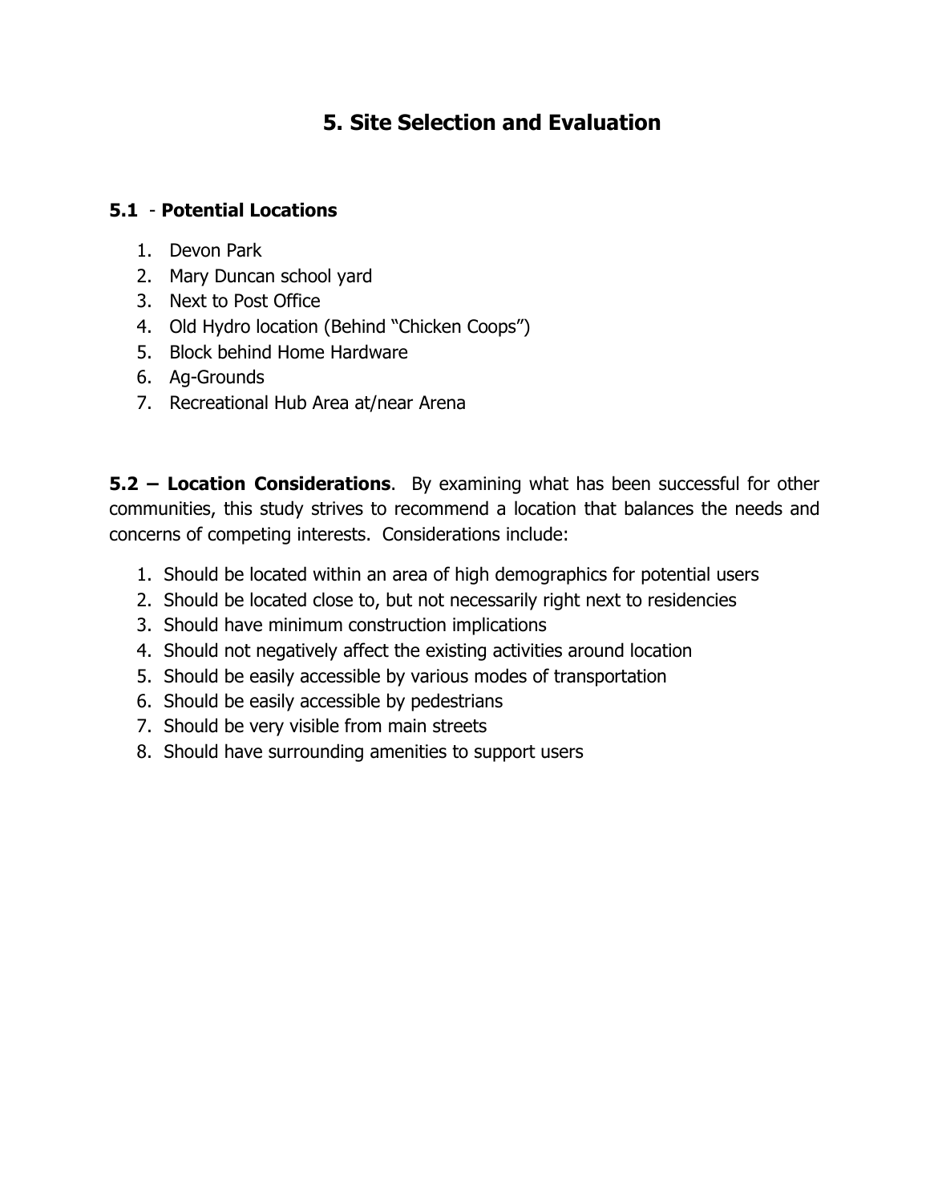# 5. Site Selection and Evaluation

### 5.1 - Potential Locations

1. Devon Park
2. Mary Duncan school yard
3. Next to Post Office
4. Old Hydro location (Behind "Chicken Coops")
5. Block behind Home Hardware
6. Ag-Grounds
7. Recreational Hub Area at/near Arena

**5.2 – Location Considerations**. By examining what has been successful for other communities, this study strives to recommend a location that balances the needs and concerns of competing interests. Considerations include:

1. Should be located within an area of high demographics for potential users
2. Should be located close to, but not necessarily right next to residencies
3. Should have minimum construction implications
4. Should not negatively affect the existing activities around location
5. Should be easily accessible by various modes of transportation
6. Should be easily accessible by pedestrians
7. Should be very visible from main streets
8. Should have surrounding amenities to support users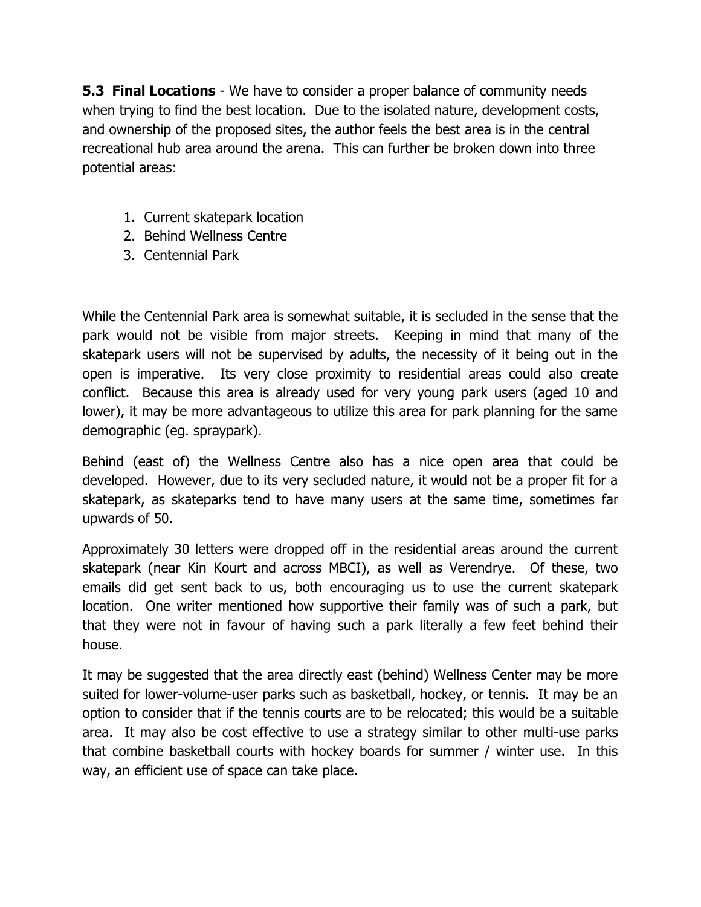**5.3 Final Locations** - We have to consider a proper balance of community needs when trying to find the best location. Due to the isolated nature, development costs, and ownership of the proposed sites, the author feels the best area is in the central recreational hub area around the arena. This can further be broken down into three potential areas:

1. Current skatepark location
2. Behind Wellness Centre
3. Centennial Park

While the Centennial Park area is somewhat suitable, it is secluded in the sense that the park would not be visible from major streets. Keeping in mind that many of the skatepark users will not be supervised by adults, the necessity of it being out in the open is imperative. Its very close proximity to residential areas could also create conflict. Because this area is already used for very young park users (aged 10 and lower), it may be more advantageous to utilize this area for park planning for the same demographic (eg. spraypark).

Behind (east of) the Wellness Centre also has a nice open area that could be developed. However, due to its very secluded nature, it would not be a proper fit for a skatepark, as skateparks tend to have many users at the same time, sometimes far upwards of 50.

Approximately 30 letters were dropped off in the residential areas around the current skatepark (near Kin Kourt and across MBCI), as well as Verendrye. Of these, two emails did get sent back to us, both encouraging us to use the current skatepark location. One writer mentioned how supportive their family was of such a park, but that they were not in favour of having such a park literally a few feet behind their house.

It may be suggested that the area directly east (behind) Wellness Center may be more suited for lower-volume-user parks such as basketball, hockey, or tennis. It may be an option to consider that if the tennis courts are to be relocated; this would be a suitable area. It may also be cost effective to use a strategy similar to other multi-use parks that combine basketball courts with hockey boards for summer / winter use. In this way, an efficient use of space can take place.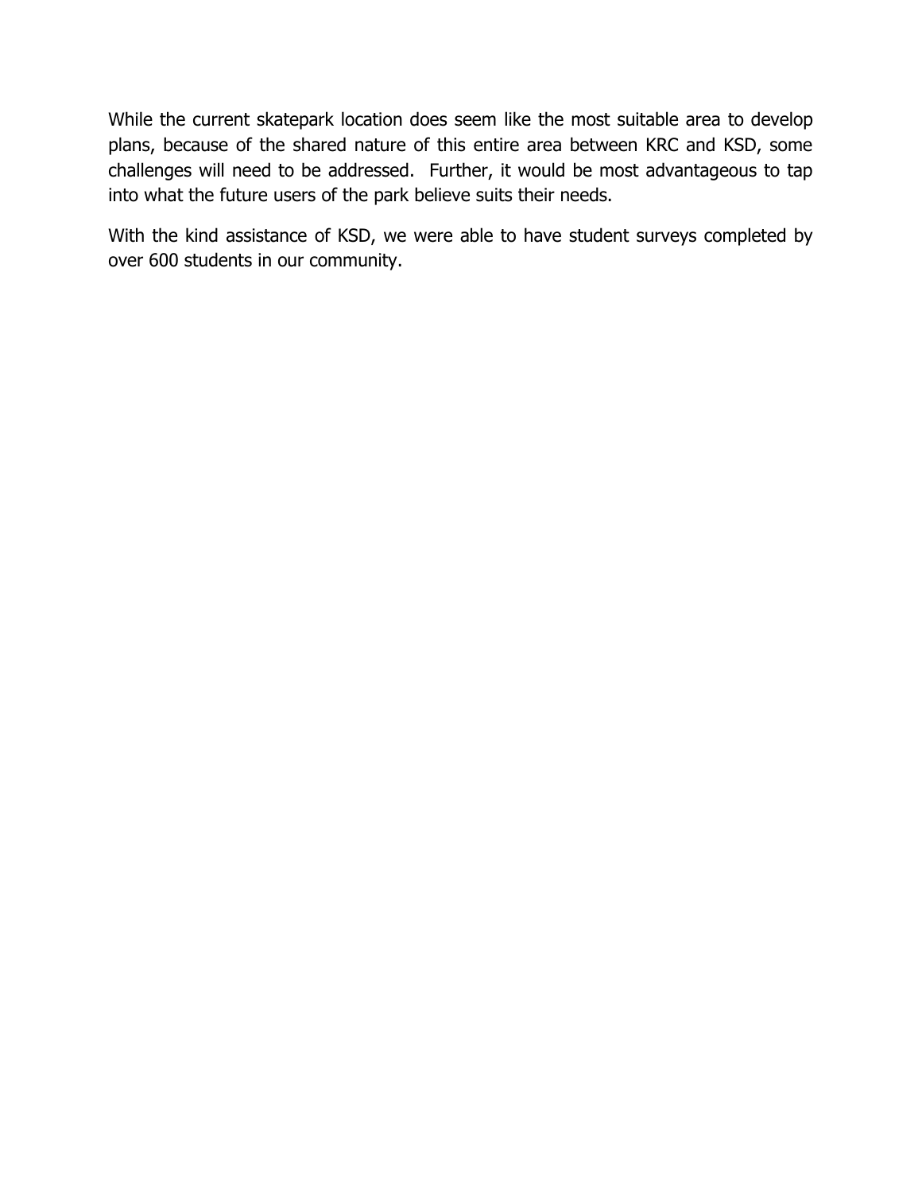While the current skatepark location does seem like the most suitable area to develop plans, because of the shared nature of this entire area between KRC and KSD, some challenges will need to be addressed.  Further, it would be most advantageous to tap into what the future users of the park believe suits their needs.

With the kind assistance of KSD, we were able to have student surveys completed by over 600 students in our community.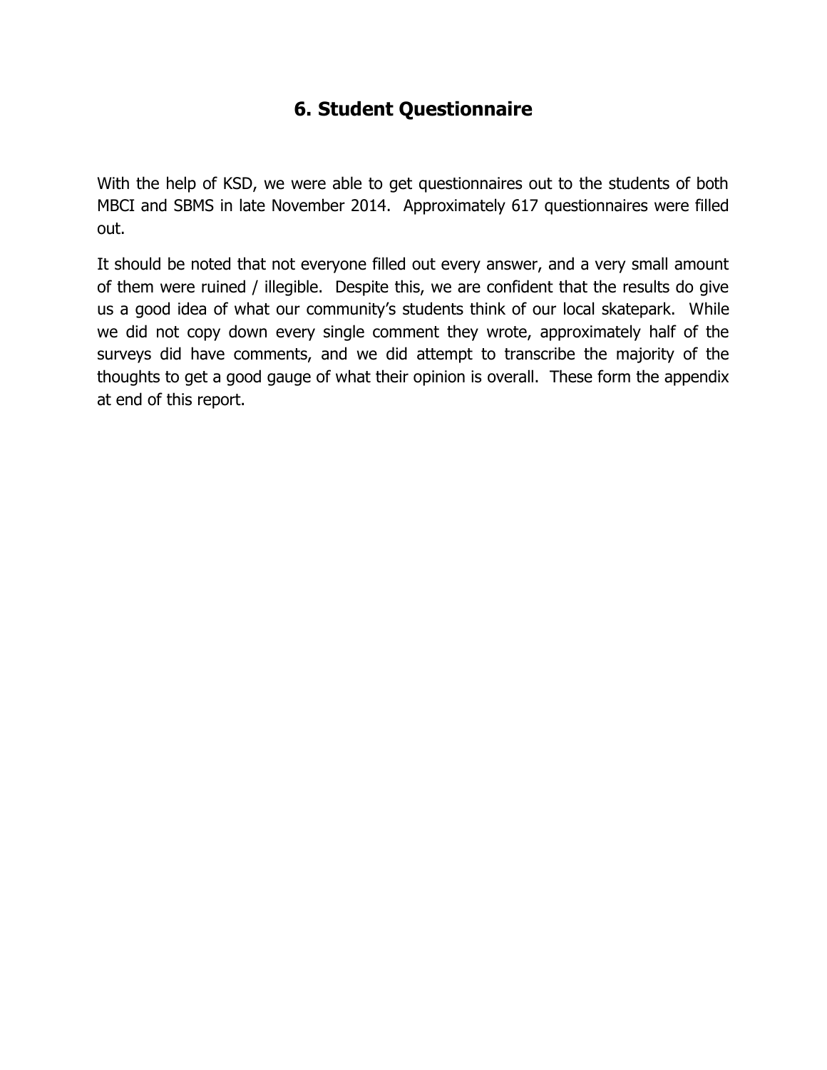## 6. Student Questionnaire

With the help of KSD, we were able to get questionnaires out to the students of both MBCI and SBMS in late November 2014. Approximately 617 questionnaires were filled out.

It should be noted that not everyone filled out every answer, and a very small amount of them were ruined / illegible. Despite this, we are confident that the results do give us a good idea of what our community's students think of our local skatepark. While we did not copy down every single comment they wrote, approximately half of the surveys did have comments, and we did attempt to transcribe the majority of the thoughts to get a good gauge of what their opinion is overall. These form the appendix at end of this report.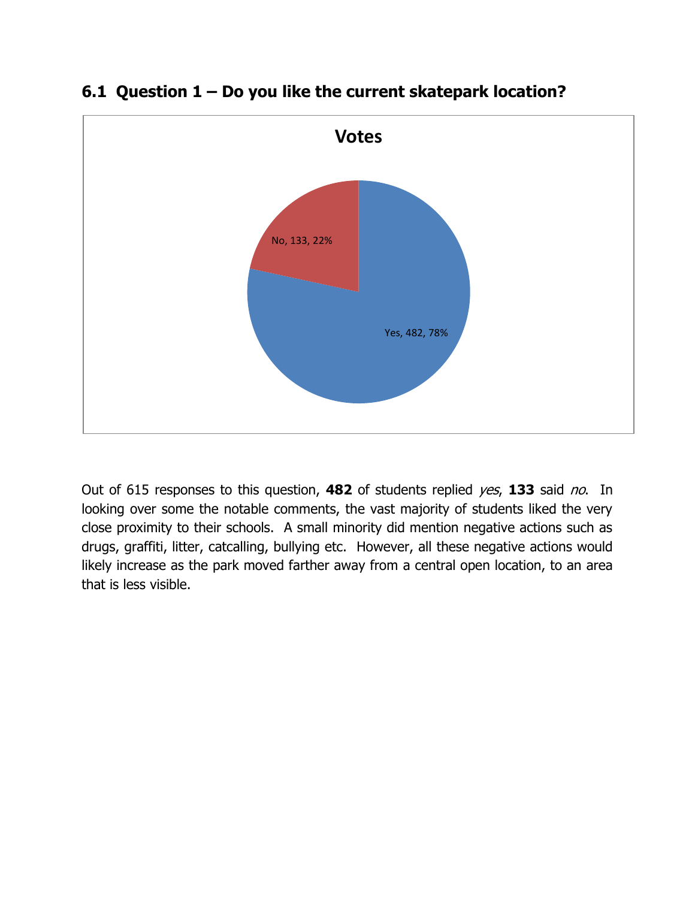## 6.1 Question 1 – Do you like the current skatepark location?

Votes

No, 133, 22%

Yes, 482, 78%

Out of 615 responses to this question, **482** of students replied *yes*, **133** said *no*. In looking over some the notable comments, the vast majority of students liked the very close proximity to their schools. A small minority did mention negative actions such as drugs, graffiti, litter, catcalling, bullying etc. However, all these negative actions would likely increase as the park moved farther away from a central open location, to an area that is less visible.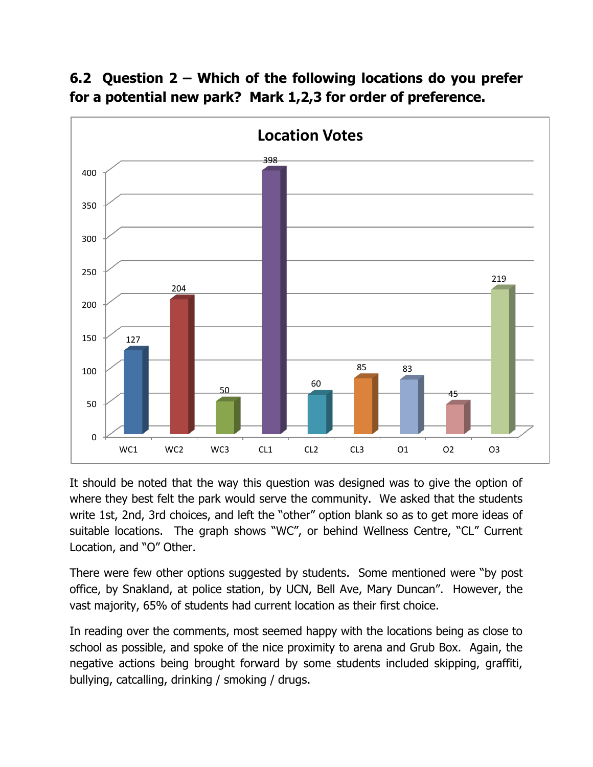## 6.2 Question 2 – Which of the following locations do you prefer for a potential new park? Mark 1,2,3 for order of preference.

**Location Votes**

| Location | Votes |
|---|---|
| WC1 | 127 |
| WC2 | 204 |
| WC3 | 50 |
| CL1 | 398 |
| CL2 | 60 |
| CL3 | 85 |
| O1 | 83 |
| O2 | 45 |
| O3 | 219 |

It should be noted that the way this question was designed was to give the option of where they best felt the park would serve the community. We asked that the students write 1st, 2nd, 3rd choices, and left the "other" option blank so as to get more ideas of suitable locations. The graph shows "WC", or behind Wellness Centre, "CL" Current Location, and "O" Other.

There were few other options suggested by students. Some mentioned were "by post office, by Snakland, at police station, by UCN, Bell Ave, Mary Duncan". However, the vast majority, 65% of students had current location as their first choice.

In reading over the comments, most seemed happy with the locations being as close to school as possible, and spoke of the nice proximity to arena and Grub Box. Again, the negative actions being brought forward by some students included skipping, graffiti, bullying, catcalling, drinking / smoking / drugs.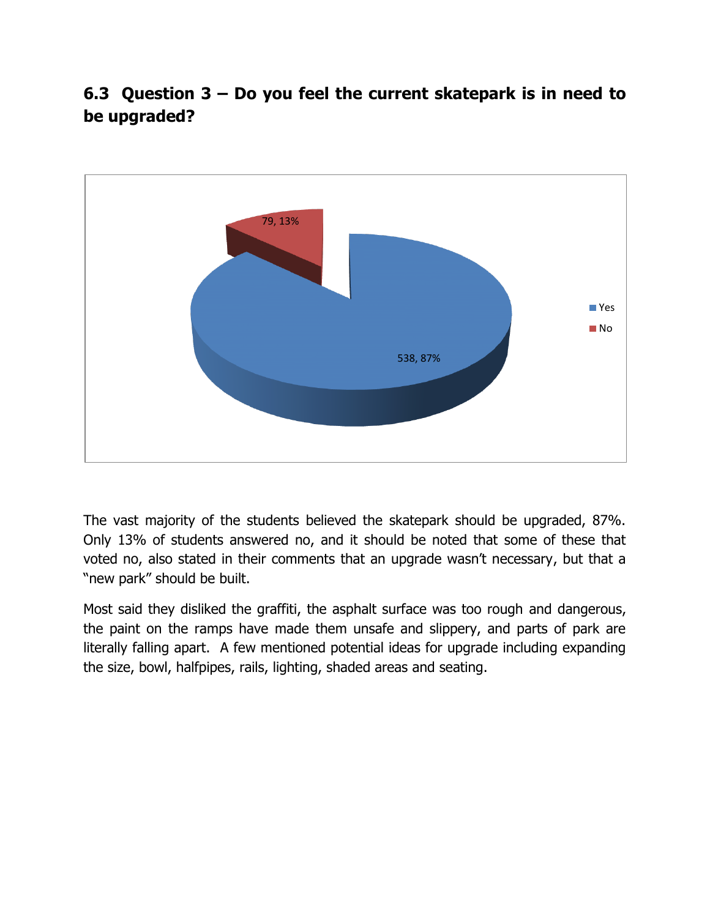## 6.3 Question 3 – Do you feel the current skatepark is in need to be upgraded?

| Response | Count | Percentage |
|---|---|---|
| Yes | 538 | 87% |
| No | 79 | 13% |

The vast majority of the students believed the skatepark should be upgraded, 87%. Only 13% of students answered no, and it should be noted that some of these that voted no, also stated in their comments that an upgrade wasn't necessary, but that a "new park" should be built.

Most said they disliked the graffiti, the asphalt surface was too rough and dangerous, the paint on the ramps have made them unsafe and slippery, and parts of park are literally falling apart. A few mentioned potential ideas for upgrade including expanding the size, bowl, halfpipes, rails, lighting, shaded areas and seating.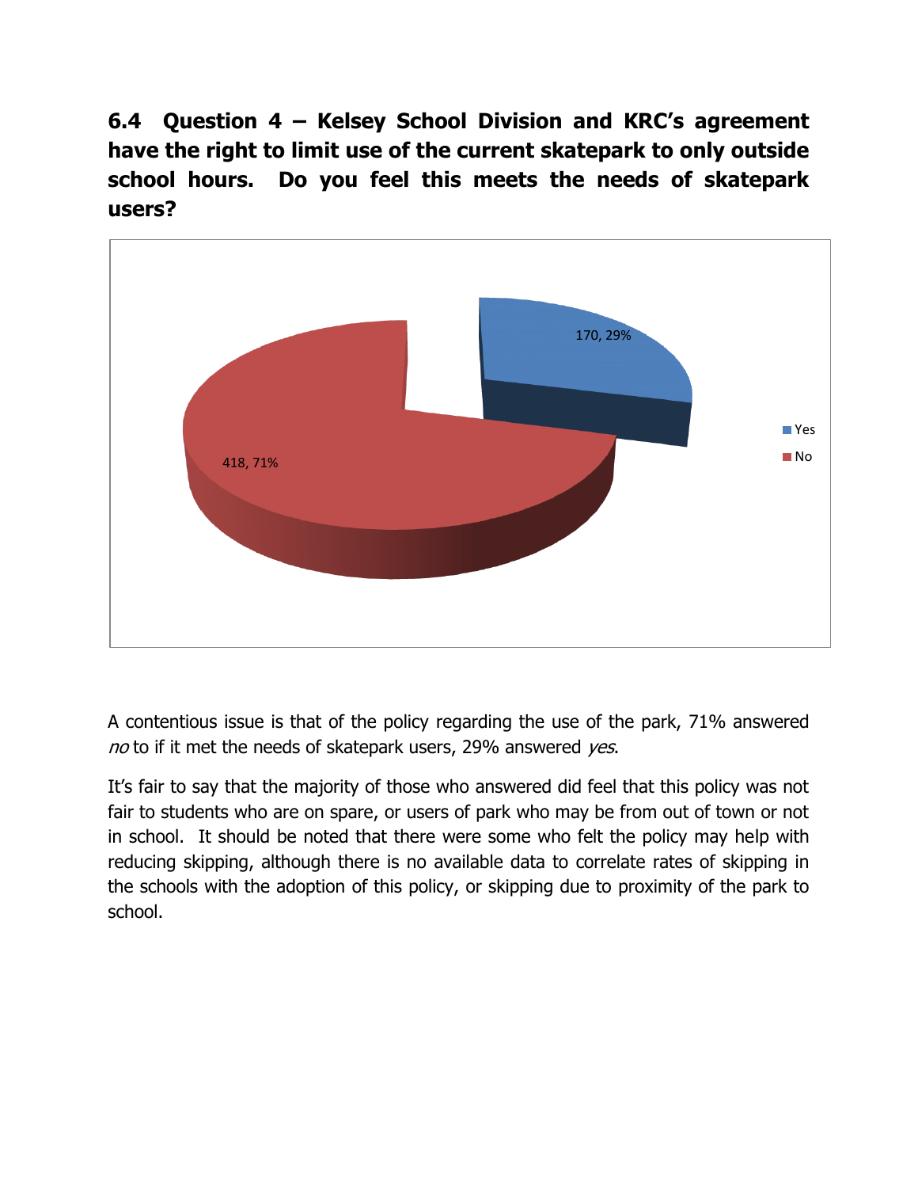## 6.4 Question 4 – Kelsey School Division and KRC's agreement have the right to limit use of the current skatepark to only outside school hours. Do you feel this meets the needs of skatepark users?

A contentious issue is that of the policy regarding the use of the park, 71% answered *no* to if it met the needs of skatepark users, 29% answered *yes*.

It's fair to say that the majority of those who answered did feel that this policy was not fair to students who are on spare, or users of park who may be from out of town or not in school. It should be noted that there were some who felt the policy may help with reducing skipping, although there is no available data to correlate rates of skipping in the schools with the adoption of this policy, or skipping due to proximity of the park to school.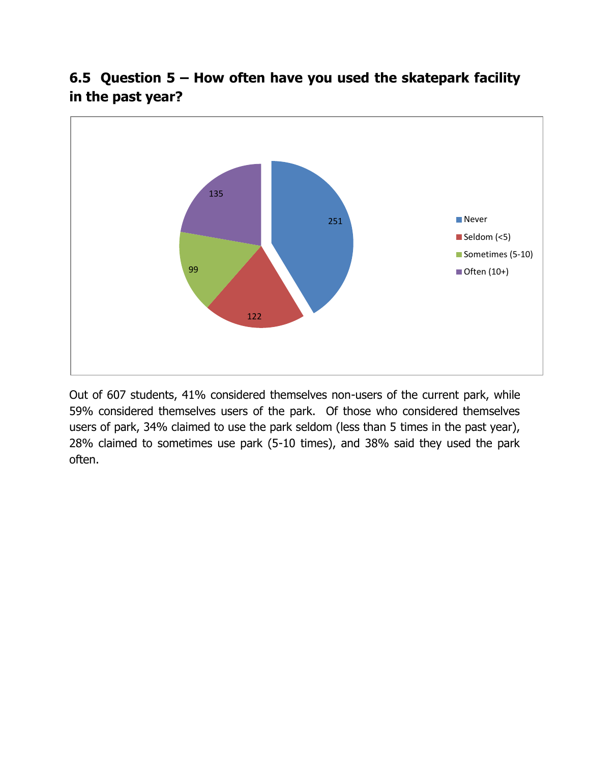## 6.5 Question 5 – How often have you used the skatepark facility in the past year?

Out of 607 students, 41% considered themselves non-users of the current park, while 59% considered themselves users of the park. Of those who considered themselves users of park, 34% claimed to use the park seldom (less than 5 times in the past year), 28% claimed to sometimes use park (5-10 times), and 38% said they used the park often.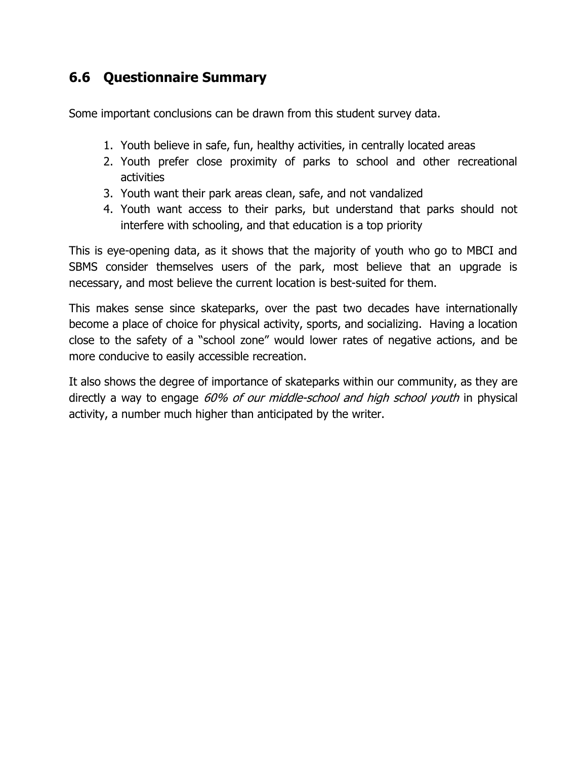## 6.6 Questionnaire Summary

Some important conclusions can be drawn from this student survey data.

1. Youth believe in safe, fun, healthy activities, in centrally located areas
2. Youth prefer close proximity of parks to school and other recreational activities
3. Youth want their park areas clean, safe, and not vandalized
4. Youth want access to their parks, but understand that parks should not interfere with schooling, and that education is a top priority

This is eye-opening data, as it shows that the majority of youth who go to MBCI and SBMS consider themselves users of the park, most believe that an upgrade is necessary, and most believe the current location is best-suited for them.

This makes sense since skateparks, over the past two decades have internationally become a place of choice for physical activity, sports, and socializing. Having a location close to the safety of a "school zone" would lower rates of negative actions, and be more conducive to easily accessible recreation.

It also shows the degree of importance of skateparks within our community, as they are directly a way to engage *60% of our middle-school and high school youth* in physical activity, a number much higher than anticipated by the writer.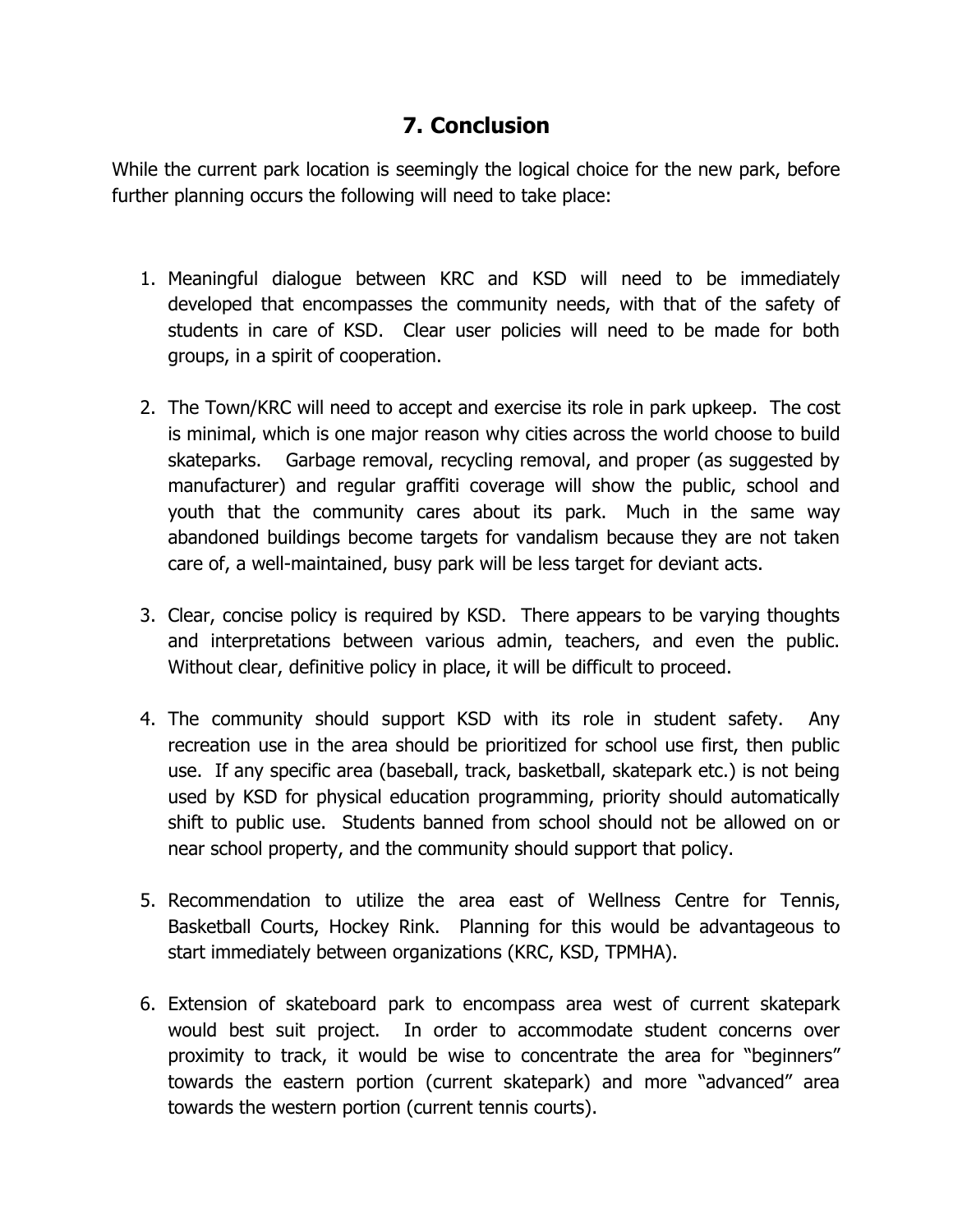## 7. Conclusion

While the current park location is seemingly the logical choice for the new park, before further planning occurs the following will need to take place:

1. Meaningful dialogue between KRC and KSD will need to be immediately developed that encompasses the community needs, with that of the safety of students in care of KSD. Clear user policies will need to be made for both groups, in a spirit of cooperation.

2. The Town/KRC will need to accept and exercise its role in park upkeep. The cost is minimal, which is one major reason why cities across the world choose to build skateparks. Garbage removal, recycling removal, and proper (as suggested by manufacturer) and regular graffiti coverage will show the public, school and youth that the community cares about its park. Much in the same way abandoned buildings become targets for vandalism because they are not taken care of, a well-maintained, busy park will be less target for deviant acts.

3. Clear, concise policy is required by KSD. There appears to be varying thoughts and interpretations between various admin, teachers, and even the public. Without clear, definitive policy in place, it will be difficult to proceed.

4. The community should support KSD with its role in student safety. Any recreation use in the area should be prioritized for school use first, then public use. If any specific area (baseball, track, basketball, skatepark etc.) is not being used by KSD for physical education programming, priority should automatically shift to public use. Students banned from school should not be allowed on or near school property, and the community should support that policy.

5. Recommendation to utilize the area east of Wellness Centre for Tennis, Basketball Courts, Hockey Rink. Planning for this would be advantageous to start immediately between organizations (KRC, KSD, TPMHA).

6. Extension of skateboard park to encompass area west of current skatepark would best suit project. In order to accommodate student concerns over proximity to track, it would be wise to concentrate the area for "beginners" towards the eastern portion (current skatepark) and more "advanced" area towards the western portion (current tennis courts).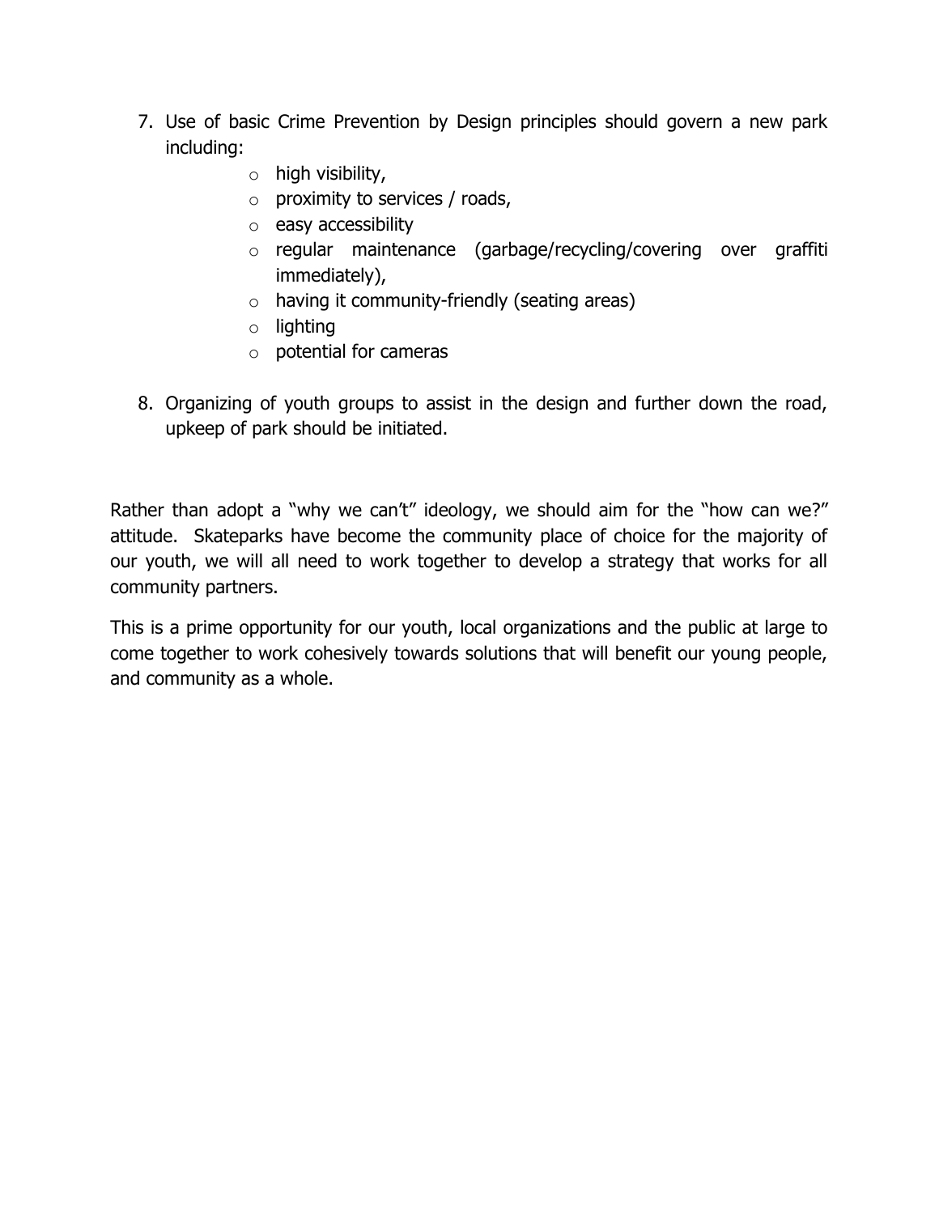7. Use of basic Crime Prevention by Design principles should govern a new park including:
    - high visibility,
    - proximity to services / roads,
    - easy accessibility
    - regular maintenance (garbage/recycling/covering over graffiti immediately),
    - having it community-friendly (seating areas)
    - lighting
    - potential for cameras

8. Organizing of youth groups to assist in the design and further down the road, upkeep of park should be initiated.

Rather than adopt a "why we can't" ideology, we should aim for the "how can we?" attitude. Skateparks have become the community place of choice for the majority of our youth, we will all need to work together to develop a strategy that works for all community partners.

This is a prime opportunity for our youth, local organizations and the public at large to come together to work cohesively towards solutions that will benefit our young people, and community as a whole.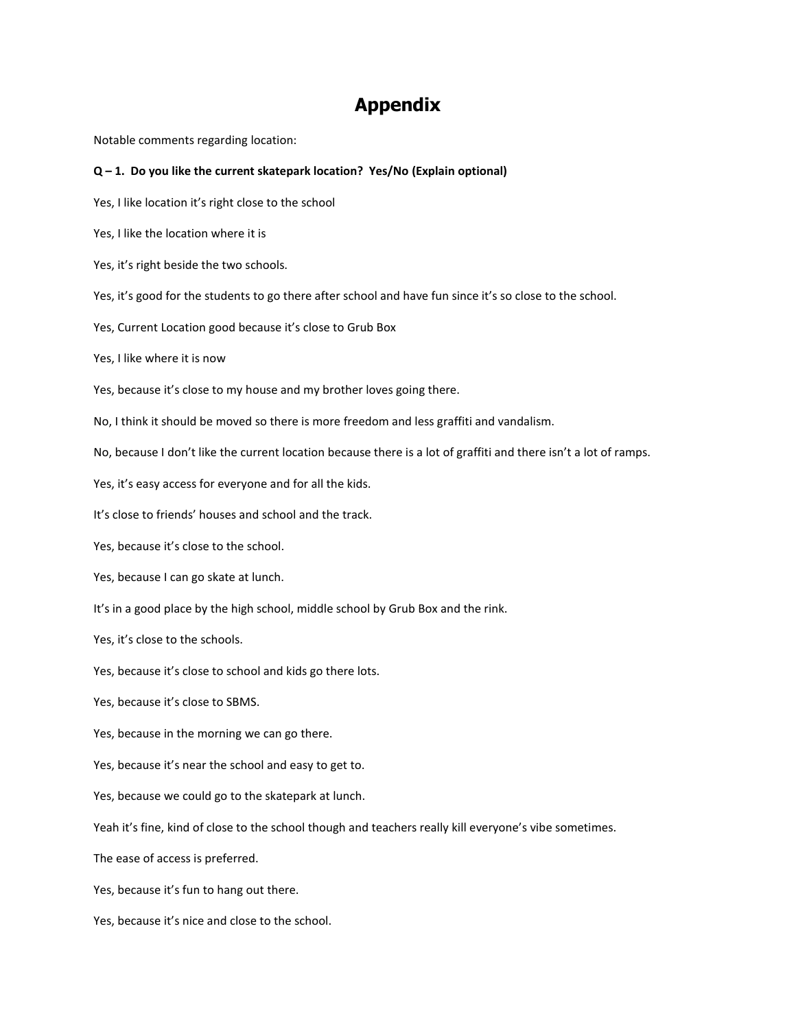# Appendix

Notable comments regarding location:

**Q – 1. Do you like the current skatepark location? Yes/No (Explain optional)**

Yes, I like location it's right close to the school

Yes, I like the location where it is

Yes, it's right beside the two schools.

Yes, it's good for the students to go there after school and have fun since it's so close to the school.

Yes, Current Location good because it's close to Grub Box

Yes, I like where it is now

Yes, because it's close to my house and my brother loves going there.

No, I think it should be moved so there is more freedom and less graffiti and vandalism.

No, because I don't like the current location because there is a lot of graffiti and there isn't a lot of ramps.

Yes, it's easy access for everyone and for all the kids.

It's close to friends' houses and school and the track.

Yes, because it's close to the school.

Yes, because I can go skate at lunch.

It's in a good place by the high school, middle school by Grub Box and the rink.

Yes, it's close to the schools.

Yes, because it's close to school and kids go there lots.

Yes, because it's close to SBMS.

Yes, because in the morning we can go there.

Yes, because it's near the school and easy to get to.

Yes, because we could go to the skatepark at lunch.

Yeah it's fine, kind of close to the school though and teachers really kill everyone's vibe sometimes.

The ease of access is preferred.

Yes, because it's fun to hang out there.

Yes, because it's nice and close to the school.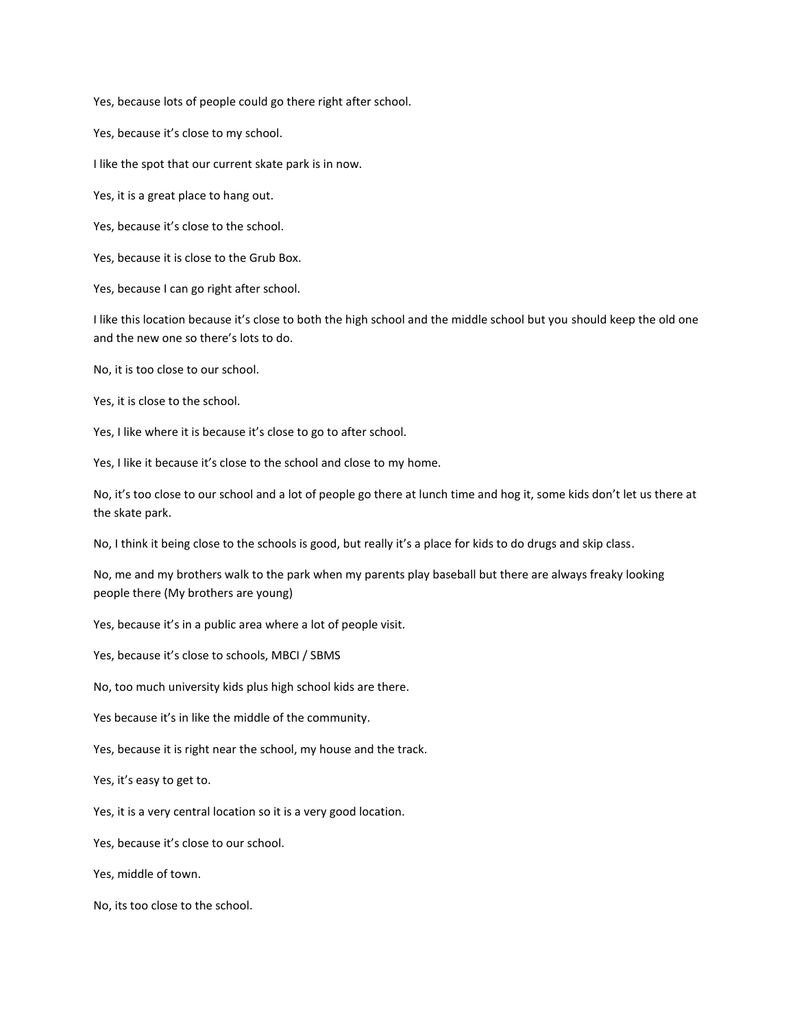Yes, because lots of people could go there right after school.

Yes, because it's close to my school.

I like the spot that our current skate park is in now.

Yes, it is a great place to hang out.

Yes, because it's close to the school.

Yes, because it is close to the Grub Box.

Yes, because I can go right after school.

I like this location because it's close to both the high school and the middle school but you should keep the old one and the new one so there's lots to do.

No, it is too close to our school.

Yes, it is close to the school.

Yes, I like where it is because it's close to go to after school.

Yes, I like it because it's close to the school and close to my home.

No, it's too close to our school and a lot of people go there at lunch time and hog it, some kids don't let us there at the skate park.

No, I think it being close to the schools is good, but really it's a place for kids to do drugs and skip class.

No, me and my brothers walk to the park when my parents play baseball but there are always freaky looking people there (My brothers are young)

Yes, because it's in a public area where a lot of people visit.

Yes, because it's close to schools, MBCI / SBMS

No, too much university kids plus high school kids are there.

Yes because it's in like the middle of the community.

Yes, because it is right near the school, my house and the track.

Yes, it's easy to get to.

Yes, it is a very central location so it is a very good location.

Yes, because it's close to our school.

Yes, middle of town.

No, its too close to the school.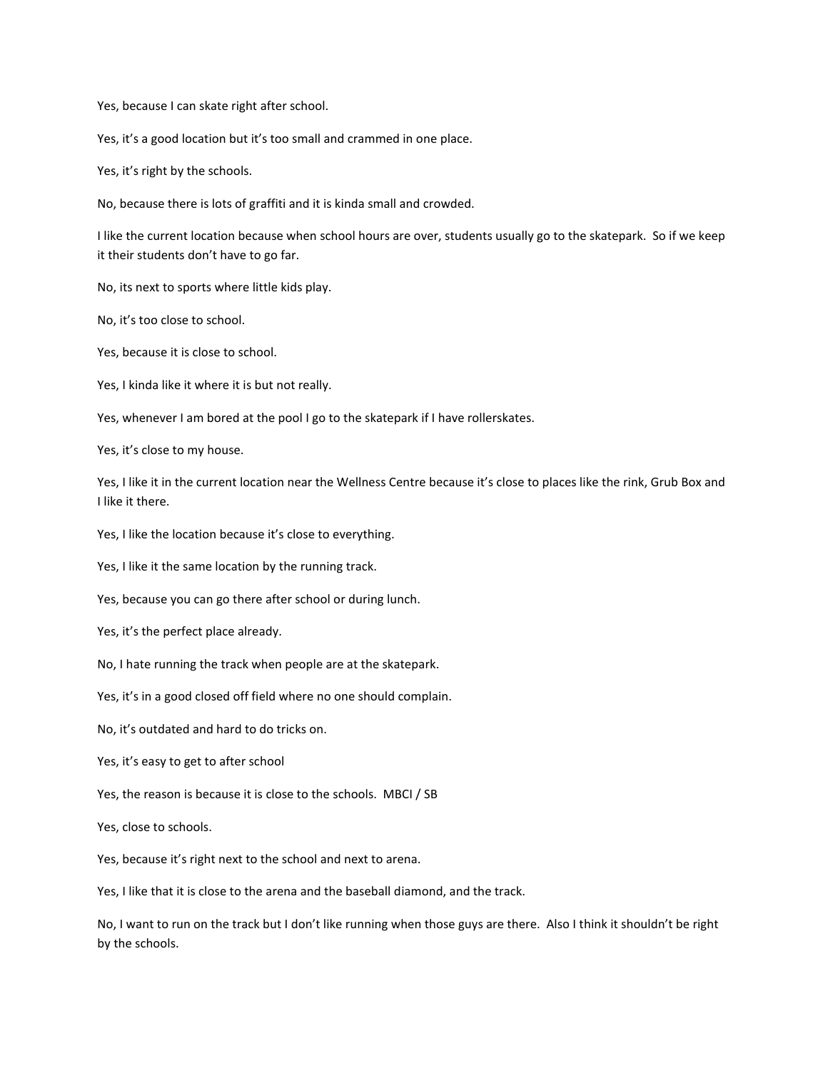Yes, because I can skate right after school.

Yes, it's a good location but it's too small and crammed in one place.

Yes, it's right by the schools.

No, because there is lots of graffiti and it is kinda small and crowded.

I like the current location because when school hours are over, students usually go to the skatepark. So if we keep it their students don't have to go far.

No, its next to sports where little kids play.

No, it's too close to school.

Yes, because it is close to school.

Yes, I kinda like it where it is but not really.

Yes, whenever I am bored at the pool I go to the skatepark if I have rollerskates.

Yes, it's close to my house.

Yes, I like it in the current location near the Wellness Centre because it's close to places like the rink, Grub Box and I like it there.

Yes, I like the location because it's close to everything.

Yes, I like it the same location by the running track.

Yes, because you can go there after school or during lunch.

Yes, it's the perfect place already.

No, I hate running the track when people are at the skatepark.

Yes, it's in a good closed off field where no one should complain.

No, it's outdated and hard to do tricks on.

Yes, it's easy to get to after school

Yes, the reason is because it is close to the schools. MBCI / SB

Yes, close to schools.

Yes, because it's right next to the school and next to arena.

Yes, I like that it is close to the arena and the baseball diamond, and the track.

No, I want to run on the track but I don't like running when those guys are there. Also I think it shouldn't be right by the schools.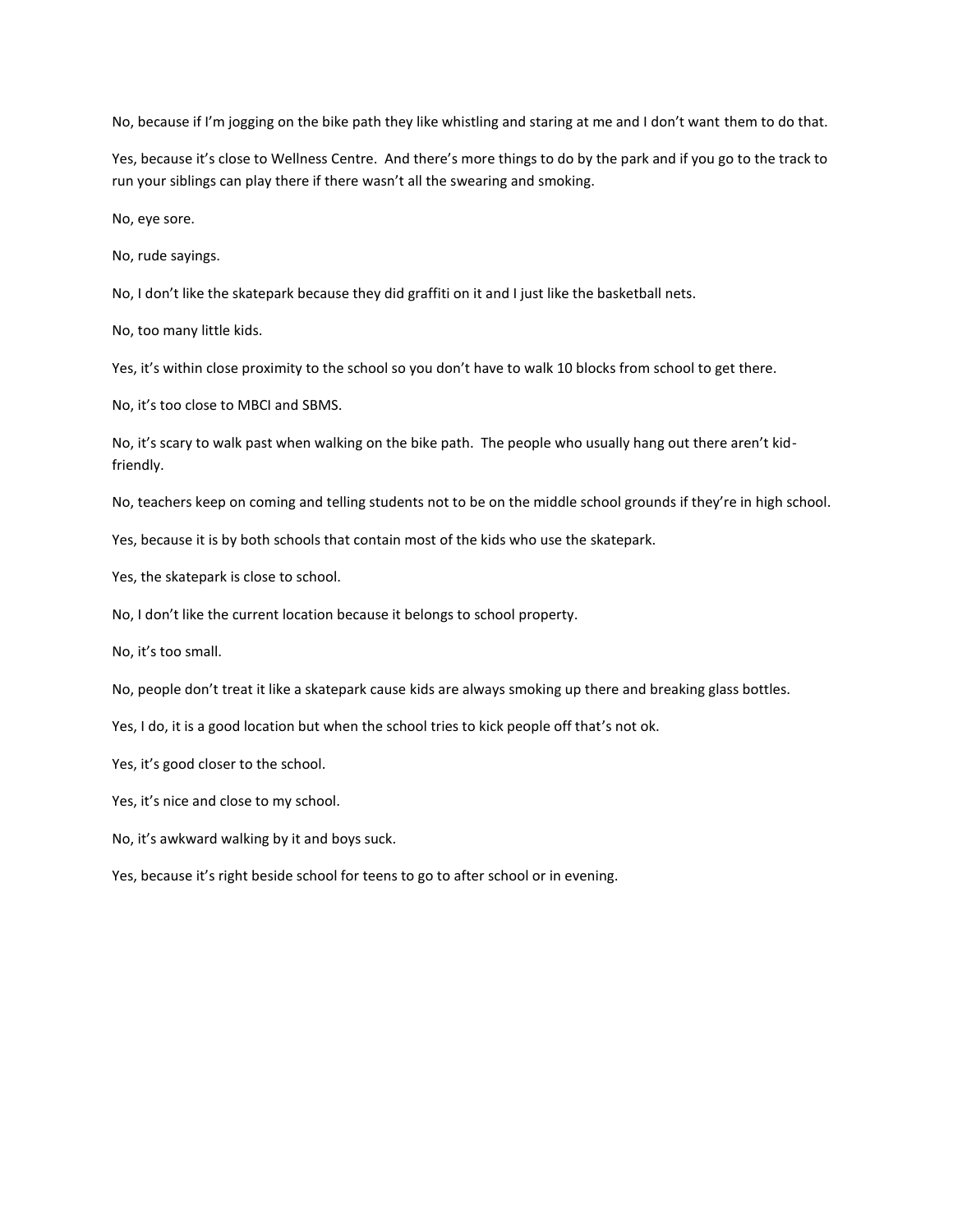No, because if I'm jogging on the bike path they like whistling and staring at me and I don't want them to do that.

Yes, because it's close to Wellness Centre. And there's more things to do by the park and if you go to the track to run your siblings can play there if there wasn't all the swearing and smoking.

No, eye sore.

No, rude sayings.

No, I don't like the skatepark because they did graffiti on it and I just like the basketball nets.

No, too many little kids.

Yes, it's within close proximity to the school so you don't have to walk 10 blocks from school to get there.

No, it's too close to MBCI and SBMS.

No, it's scary to walk past when walking on the bike path. The people who usually hang out there aren't kid-friendly.

No, teachers keep on coming and telling students not to be on the middle school grounds if they're in high school.

Yes, because it is by both schools that contain most of the kids who use the skatepark.

Yes, the skatepark is close to school.

No, I don't like the current location because it belongs to school property.

No, it's too small.

No, people don't treat it like a skatepark cause kids are always smoking up there and breaking glass bottles.

Yes, I do, it is a good location but when the school tries to kick people off that's not ok.

Yes, it's good closer to the school.

Yes, it's nice and close to my school.

No, it's awkward walking by it and boys suck.

Yes, because it's right beside school for teens to go to after school or in evening.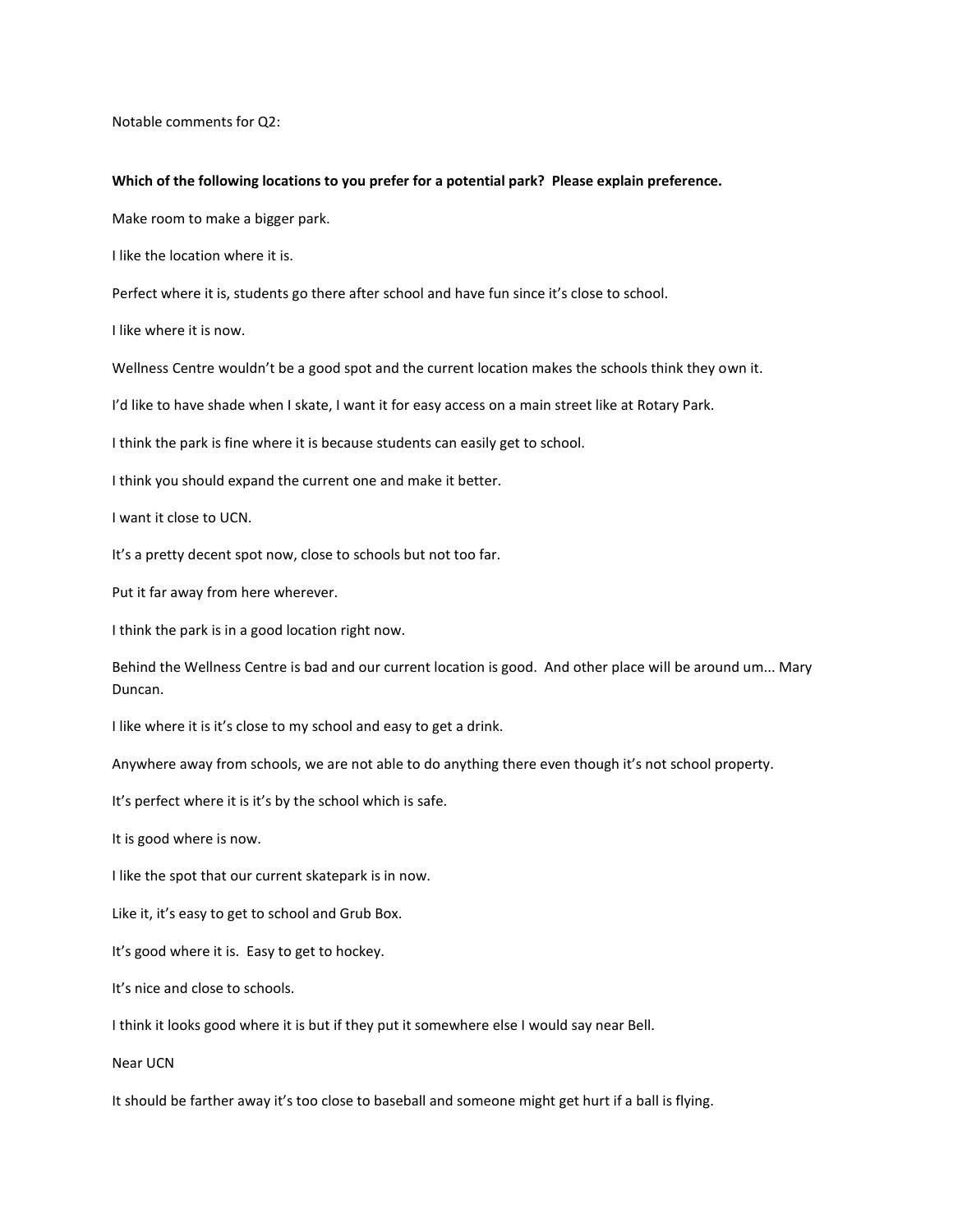Notable comments for Q2:

**Which of the following locations to you prefer for a potential park? Please explain preference.**

Make room to make a bigger park.

I like the location where it is.

Perfect where it is, students go there after school and have fun since it's close to school.

I like where it is now.

Wellness Centre wouldn't be a good spot and the current location makes the schools think they own it.

I'd like to have shade when I skate, I want it for easy access on a main street like at Rotary Park.

I think the park is fine where it is because students can easily get to school.

I think you should expand the current one and make it better.

I want it close to UCN.

It's a pretty decent spot now, close to schools but not too far.

Put it far away from here wherever.

I think the park is in a good location right now.

Behind the Wellness Centre is bad and our current location is good. And other place will be around um... Mary Duncan.

I like where it is it's close to my school and easy to get a drink.

Anywhere away from schools, we are not able to do anything there even though it's not school property.

It's perfect where it is it's by the school which is safe.

It is good where is now.

I like the spot that our current skatepark is in now.

Like it, it's easy to get to school and Grub Box.

It's good where it is. Easy to get to hockey.

It's nice and close to schools.

I think it looks good where it is but if they put it somewhere else I would say near Bell.

Near UCN

It should be farther away it's too close to baseball and someone might get hurt if a ball is flying.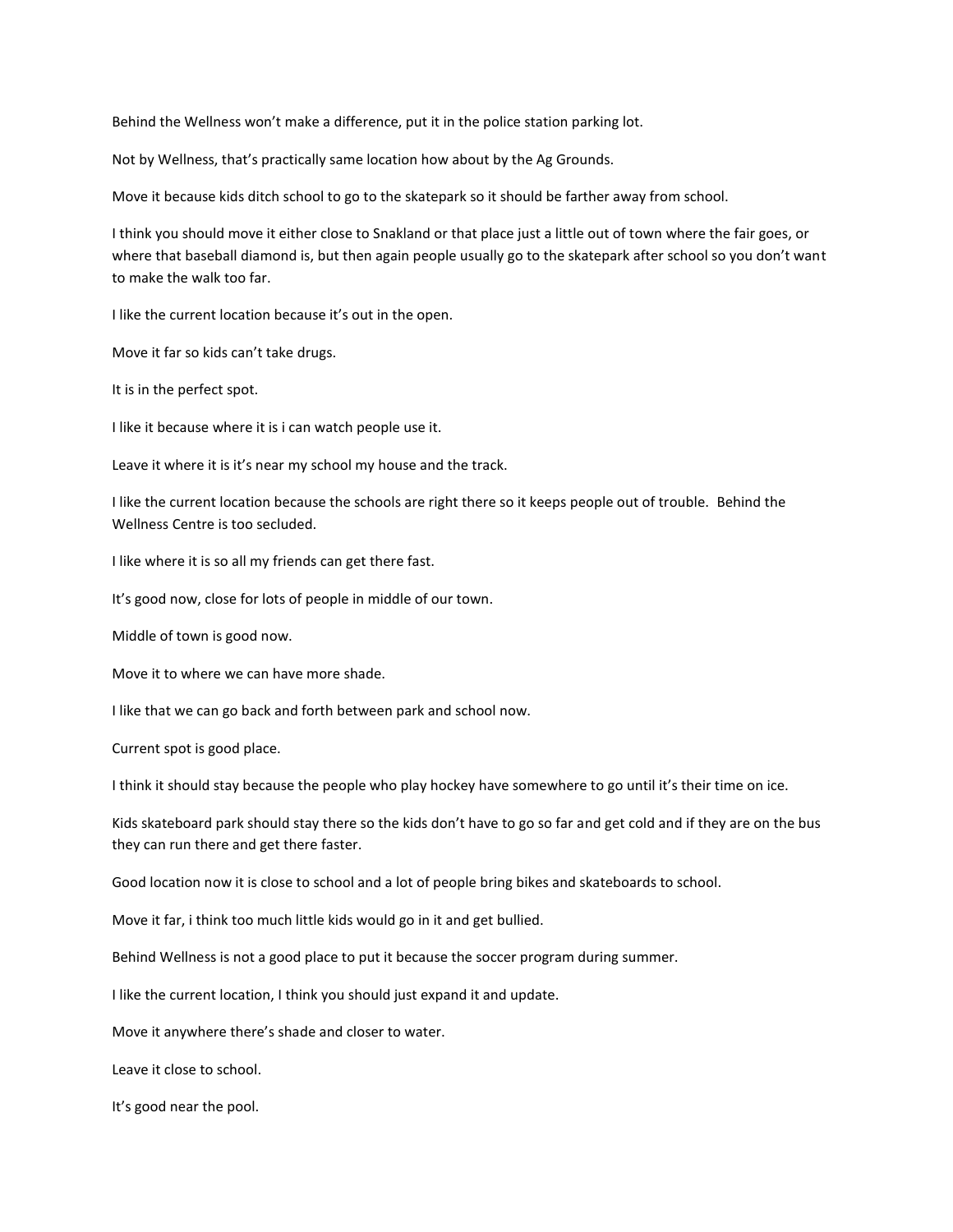Behind the Wellness won't make a difference, put it in the police station parking lot.

Not by Wellness, that's practically same location how about by the Ag Grounds.

Move it because kids ditch school to go to the skatepark so it should be farther away from school.

I think you should move it either close to Snakland or that place just a little out of town where the fair goes, or where that baseball diamond is, but then again people usually go to the skatepark after school so you don't want to make the walk too far.

I like the current location because it's out in the open.

Move it far so kids can't take drugs.

It is in the perfect spot.

I like it because where it is i can watch people use it.

Leave it where it is it's near my school my house and the track.

I like the current location because the schools are right there so it keeps people out of trouble. Behind the Wellness Centre is too secluded.

I like where it is so all my friends can get there fast.

It's good now, close for lots of people in middle of our town.

Middle of town is good now.

Move it to where we can have more shade.

I like that we can go back and forth between park and school now.

Current spot is good place.

I think it should stay because the people who play hockey have somewhere to go until it's their time on ice.

Kids skateboard park should stay there so the kids don't have to go so far and get cold and if they are on the bus they can run there and get there faster.

Good location now it is close to school and a lot of people bring bikes and skateboards to school.

Move it far, i think too much little kids would go in it and get bullied.

Behind Wellness is not a good place to put it because the soccer program during summer.

I like the current location, I think you should just expand it and update.

Move it anywhere there's shade and closer to water.

Leave it close to school.

It's good near the pool.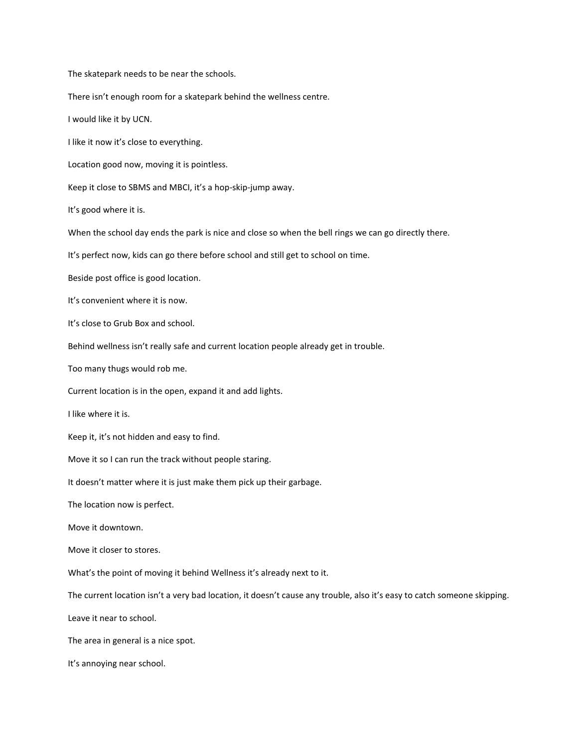The skatepark needs to be near the schools.

There isn’t enough room for a skatepark behind the wellness centre.

I would like it by UCN.

I like it now it’s close to everything.

Location good now, moving it is pointless.

Keep it close to SBMS and MBCI, it’s a hop-skip-jump away.

It’s good where it is.

When the school day ends the park is nice and close so when the bell rings we can go directly there.

It’s perfect now, kids can go there before school and still get to school on time.

Beside post office is good location.

It’s convenient where it is now.

It’s close to Grub Box and school.

Behind wellness isn’t really safe and current location people already get in trouble.

Too many thugs would rob me.

Current location is in the open, expand it and add lights.

I like where it is.

Keep it, it’s not hidden and easy to find.

Move it so I can run the track without people staring.

It doesn’t matter where it is just make them pick up their garbage.

The location now is perfect.

Move it downtown.

Move it closer to stores.

What’s the point of moving it behind Wellness it’s already next to it.

The current location isn’t a very bad location, it doesn’t cause any trouble, also it’s easy to catch someone skipping.

Leave it near to school.

The area in general is a nice spot.

It’s annoying near school.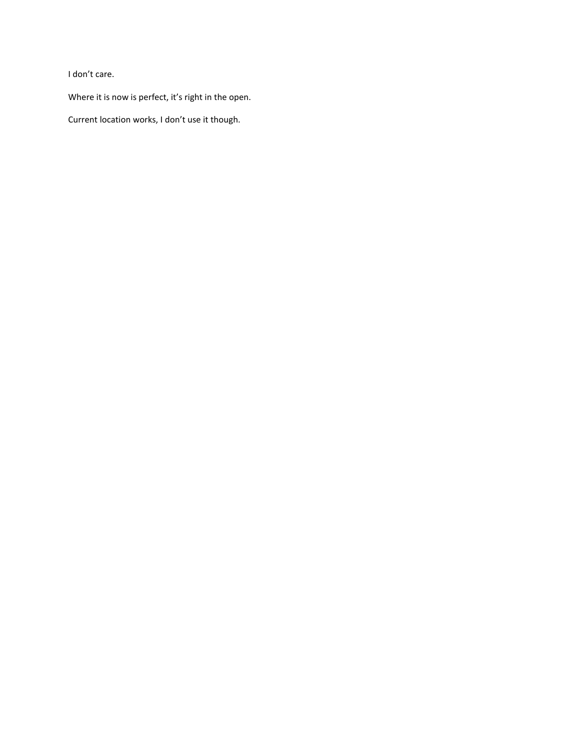I don’t care.

Where it is now is perfect, it’s right in the open.

Current location works, I don’t use it though.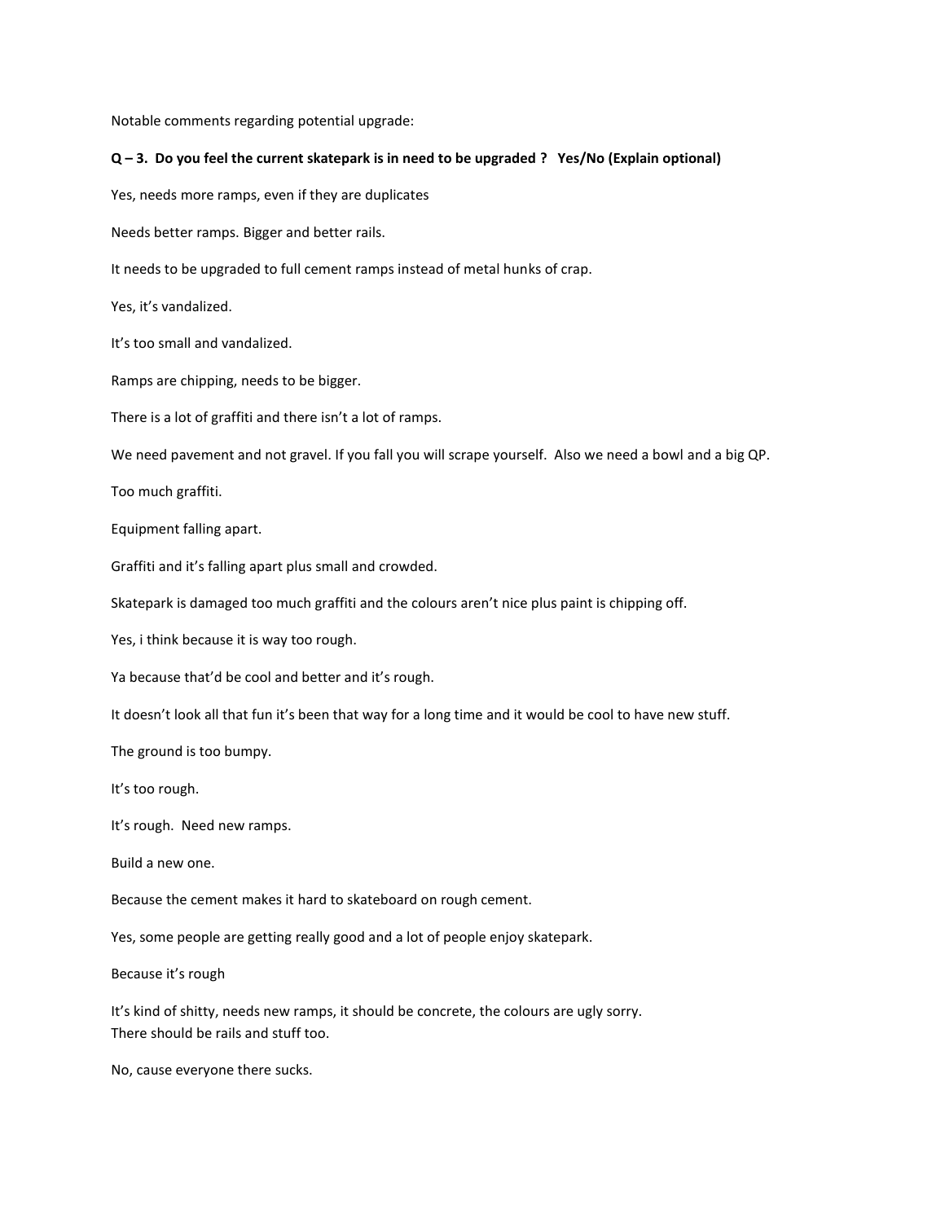Notable comments regarding potential upgrade:

**Q – 3. Do you feel the current skatepark is in need to be upgraded ? Yes/No (Explain optional)**

Yes, needs more ramps, even if they are duplicates

Needs better ramps. Bigger and better rails.

It needs to be upgraded to full cement ramps instead of metal hunks of crap.

Yes, it's vandalized.

It's too small and vandalized.

Ramps are chipping, needs to be bigger.

There is a lot of graffiti and there isn't a lot of ramps.

We need pavement and not gravel. If you fall you will scrape yourself. Also we need a bowl and a big QP.

Too much graffiti.

Equipment falling apart.

Graffiti and it's falling apart plus small and crowded.

Skatepark is damaged too much graffiti and the colours aren't nice plus paint is chipping off.

Yes, i think because it is way too rough.

Ya because that'd be cool and better and it's rough.

It doesn't look all that fun it's been that way for a long time and it would be cool to have new stuff.

The ground is too bumpy.

It's too rough.

It's rough. Need new ramps.

Build a new one.

Because the cement makes it hard to skateboard on rough cement.

Yes, some people are getting really good and a lot of people enjoy skatepark.

Because it's rough

It's kind of shitty, needs new ramps, it should be concrete, the colours are ugly sorry.
There should be rails and stuff too.

No, cause everyone there sucks.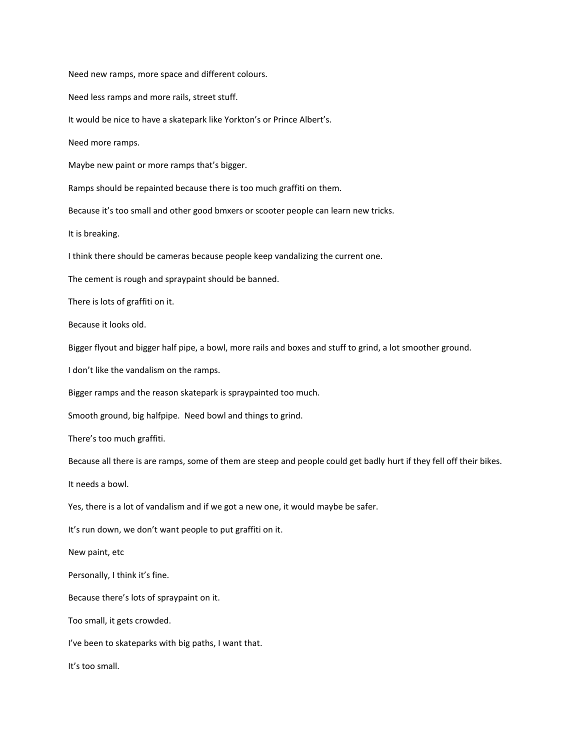Need new ramps, more space and different colours.

Need less ramps and more rails, street stuff.

It would be nice to have a skatepark like Yorkton's or Prince Albert's.

Need more ramps.

Maybe new paint or more ramps that's bigger.

Ramps should be repainted because there is too much graffiti on them.

Because it's too small and other good bmxers or scooter people can learn new tricks.

It is breaking.

I think there should be cameras because people keep vandalizing the current one.

The cement is rough and spraypaint should be banned.

There is lots of graffiti on it.

Because it looks old.

Bigger flyout and bigger half pipe, a bowl, more rails and boxes and stuff to grind, a lot smoother ground.

I don't like the vandalism on the ramps.

Bigger ramps and the reason skatepark is spraypainted too much.

Smooth ground, big halfpipe. Need bowl and things to grind.

There's too much graffiti.

Because all there is are ramps, some of them are steep and people could get badly hurt if they fell off their bikes.

It needs a bowl.

Yes, there is a lot of vandalism and if we got a new one, it would maybe be safer.

It's run down, we don't want people to put graffiti on it.

New paint, etc

Personally, I think it's fine.

Because there's lots of spraypaint on it.

Too small, it gets crowded.

I've been to skateparks with big paths, I want that.

It's too small.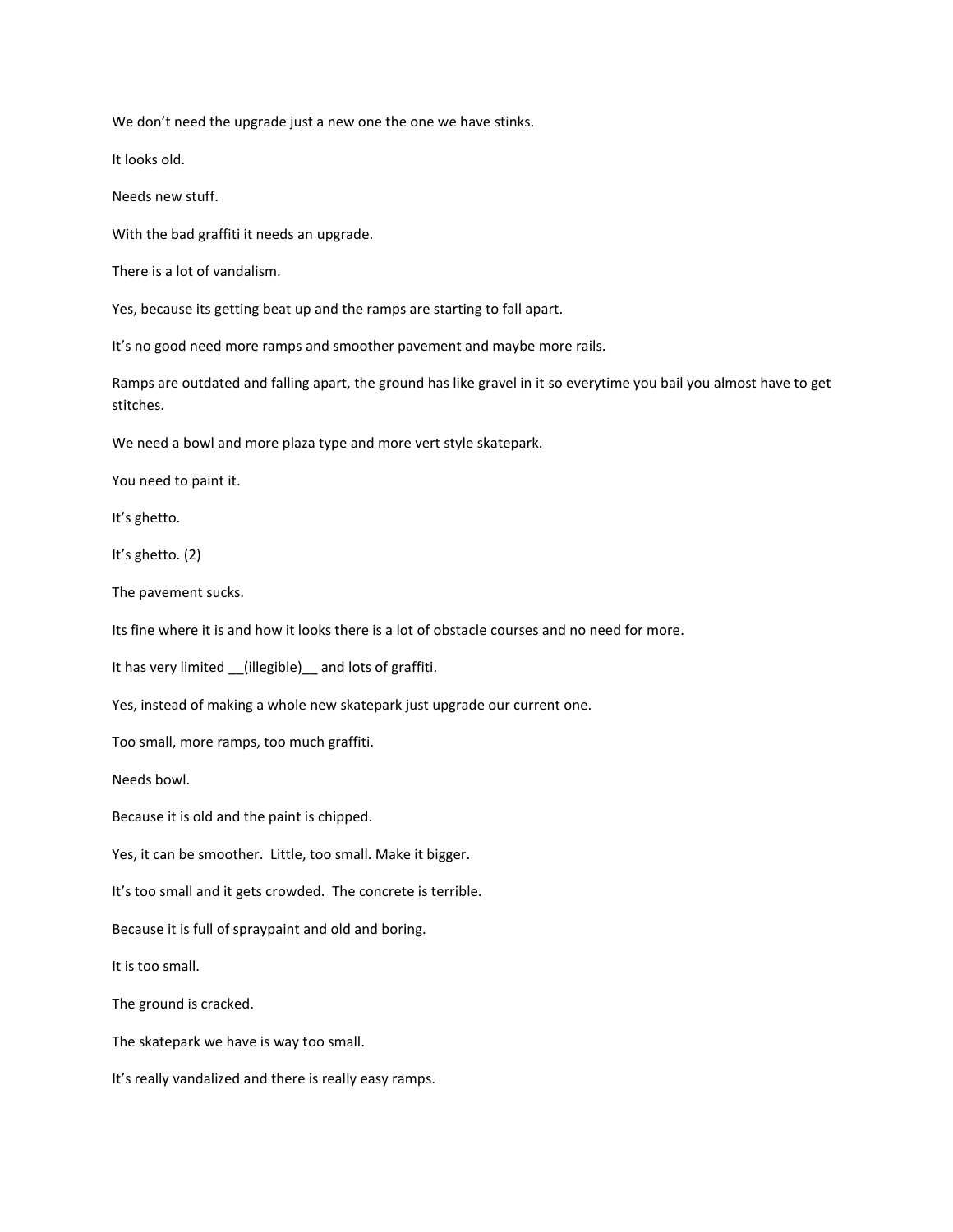We don't need the upgrade just a new one the one we have stinks.

It looks old.

Needs new stuff.

With the bad graffiti it needs an upgrade.

There is a lot of vandalism.

Yes, because its getting beat up and the ramps are starting to fall apart.

It's no good need more ramps and smoother pavement and maybe more rails.

Ramps are outdated and falling apart, the ground has like gravel in it so everytime you bail you almost have to get stitches.

We need a bowl and more plaza type and more vert style skatepark.

You need to paint it.

It's ghetto.

It's ghetto. (2)

The pavement sucks.

Its fine where it is and how it looks there is a lot of obstacle courses and no need for more.

It has very limited __(illegible)__ and lots of graffiti.

Yes, instead of making a whole new skatepark just upgrade our current one.

Too small, more ramps, too much graffiti.

Needs bowl.

Because it is old and the paint is chipped.

Yes, it can be smoother. Little, too small. Make it bigger.

It's too small and it gets crowded. The concrete is terrible.

Because it is full of spraypaint and old and boring.

It is too small.

The ground is cracked.

The skatepark we have is way too small.

It's really vandalized and there is really easy ramps.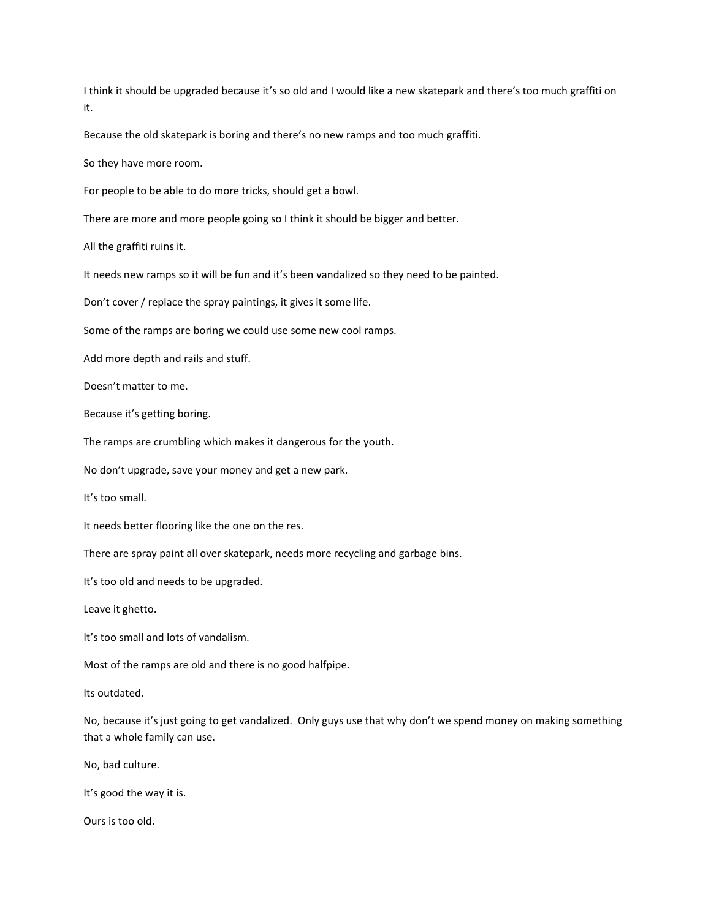I think it should be upgraded because it's so old and I would like a new skatepark and there's too much graffiti on it.

Because the old skatepark is boring and there's no new ramps and too much graffiti.

So they have more room.

For people to be able to do more tricks, should get a bowl.

There are more and more people going so I think it should be bigger and better.

All the graffiti ruins it.

It needs new ramps so it will be fun and it's been vandalized so they need to be painted.

Don't cover / replace the spray paintings, it gives it some life.

Some of the ramps are boring we could use some new cool ramps.

Add more depth and rails and stuff.

Doesn't matter to me.

Because it's getting boring.

The ramps are crumbling which makes it dangerous for the youth.

No don't upgrade, save your money and get a new park.

It's too small.

It needs better flooring like the one on the res.

There are spray paint all over skatepark, needs more recycling and garbage bins.

It's too old and needs to be upgraded.

Leave it ghetto.

It's too small and lots of vandalism.

Most of the ramps are old and there is no good halfpipe.

Its outdated.

No, because it's just going to get vandalized. Only guys use that why don't we spend money on making something that a whole family can use.

No, bad culture.

It's good the way it is.

Ours is too old.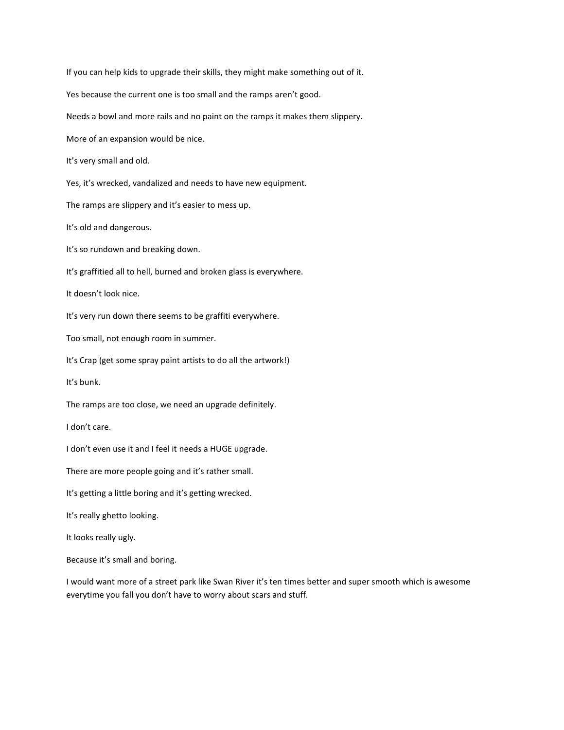If you can help kids to upgrade their skills, they might make something out of it.

Yes because the current one is too small and the ramps aren’t good.

Needs a bowl and more rails and no paint on the ramps it makes them slippery.

More of an expansion would be nice.

It’s very small and old.

Yes, it’s wrecked, vandalized and needs to have new equipment.

The ramps are slippery and it’s easier to mess up.

It’s old and dangerous.

It’s so rundown and breaking down.

It’s graffitied all to hell, burned and broken glass is everywhere.

It doesn’t look nice.

It’s very run down there seems to be graffiti everywhere.

Too small, not enough room in summer.

It’s Crap (get some spray paint artists to do all the artwork!)

It’s bunk.

The ramps are too close, we need an upgrade definitely.

I don’t care.

I don’t even use it and I feel it needs a HUGE upgrade.

There are more people going and it’s rather small.

It’s getting a little boring and it’s getting wrecked.

It’s really ghetto looking.

It looks really ugly.

Because it’s small and boring.

I would want more of a street park like Swan River it’s ten times better and super smooth which is awesome everytime you fall you don’t have to worry about scars and stuff.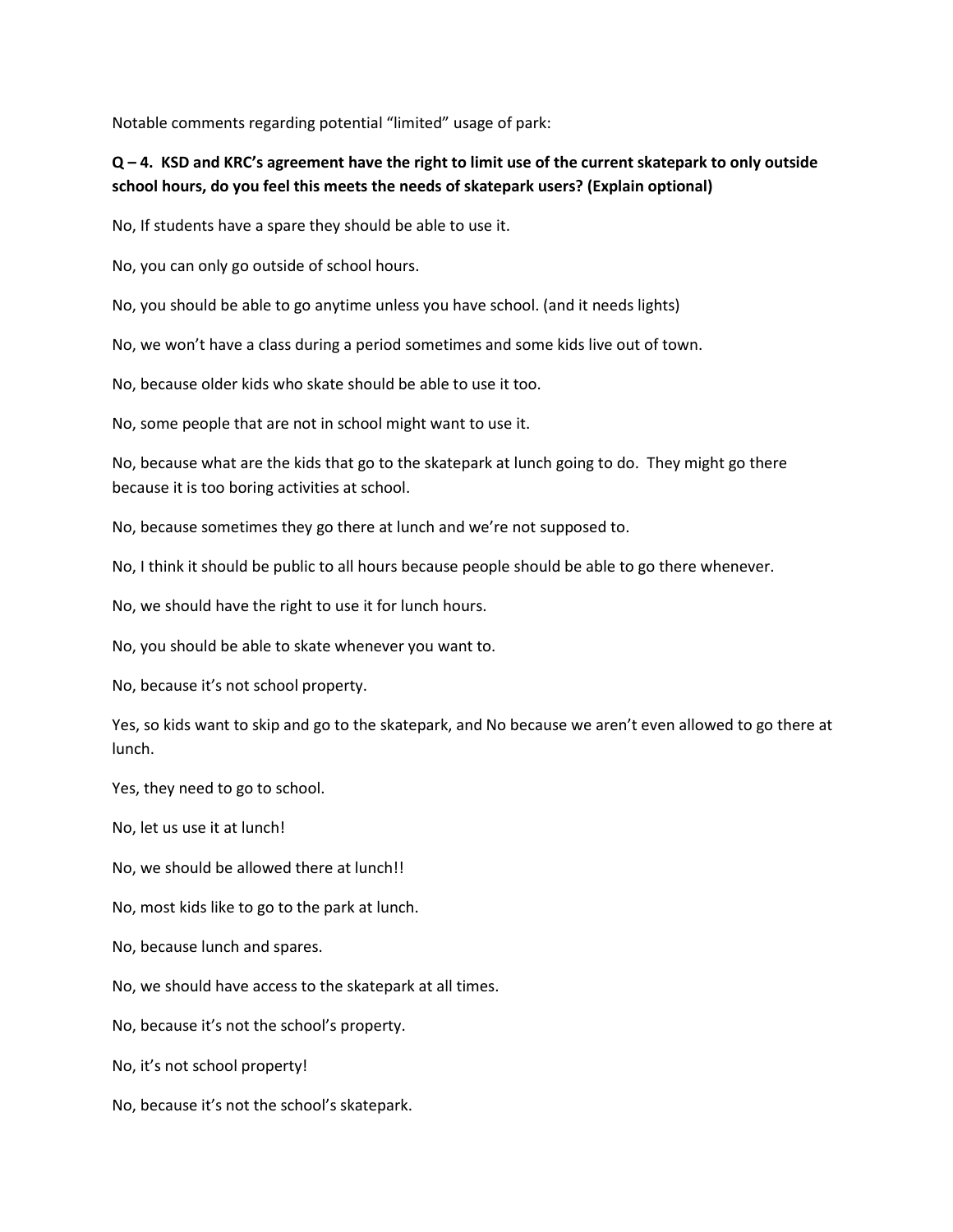Notable comments regarding potential "limited" usage of park:

**Q – 4. KSD and KRC's agreement have the right to limit use of the current skatepark to only outside school hours, do you feel this meets the needs of skatepark users? (Explain optional)**

No, If students have a spare they should be able to use it.

No, you can only go outside of school hours.

No, you should be able to go anytime unless you have school. (and it needs lights)

No, we won't have a class during a period sometimes and some kids live out of town.

No, because older kids who skate should be able to use it too.

No, some people that are not in school might want to use it.

No, because what are the kids that go to the skatepark at lunch going to do. They might go there because it is too boring activities at school.

No, because sometimes they go there at lunch and we're not supposed to.

No, I think it should be public to all hours because people should be able to go there whenever.

No, we should have the right to use it for lunch hours.

No, you should be able to skate whenever you want to.

No, because it's not school property.

Yes, so kids want to skip and go to the skatepark, and No because we aren't even allowed to go there at lunch.

Yes, they need to go to school.

No, let us use it at lunch!

No, we should be allowed there at lunch!!

No, most kids like to go to the park at lunch.

No, because lunch and spares.

No, we should have access to the skatepark at all times.

No, because it's not the school's property.

No, it's not school property!

No, because it's not the school's skatepark.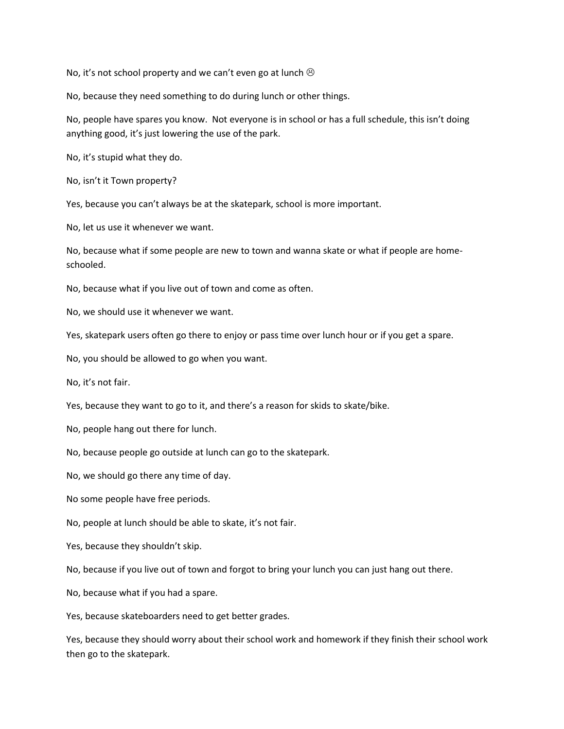No, it's not school property and we can't even go at lunch ☹

No, because they need something to do during lunch or other things.

No, people have spares you know. Not everyone is in school or has a full schedule, this isn't doing anything good, it's just lowering the use of the park.

No, it's stupid what they do.

No, isn't it Town property?

Yes, because you can't always be at the skatepark, school is more important.

No, let us use it whenever we want.

No, because what if some people are new to town and wanna skate or what if people are home-schooled.

No, because what if you live out of town and come as often.

No, we should use it whenever we want.

Yes, skatepark users often go there to enjoy or pass time over lunch hour or if you get a spare.

No, you should be allowed to go when you want.

No, it's not fair.

Yes, because they want to go to it, and there's a reason for skids to skate/bike.

No, people hang out there for lunch.

No, because people go outside at lunch can go to the skatepark.

No, we should go there any time of day.

No some people have free periods.

No, people at lunch should be able to skate, it's not fair.

Yes, because they shouldn't skip.

No, because if you live out of town and forgot to bring your lunch you can just hang out there.

No, because what if you had a spare.

Yes, because skateboarders need to get better grades.

Yes, because they should worry about their school work and homework if they finish their school work then go to the skatepark.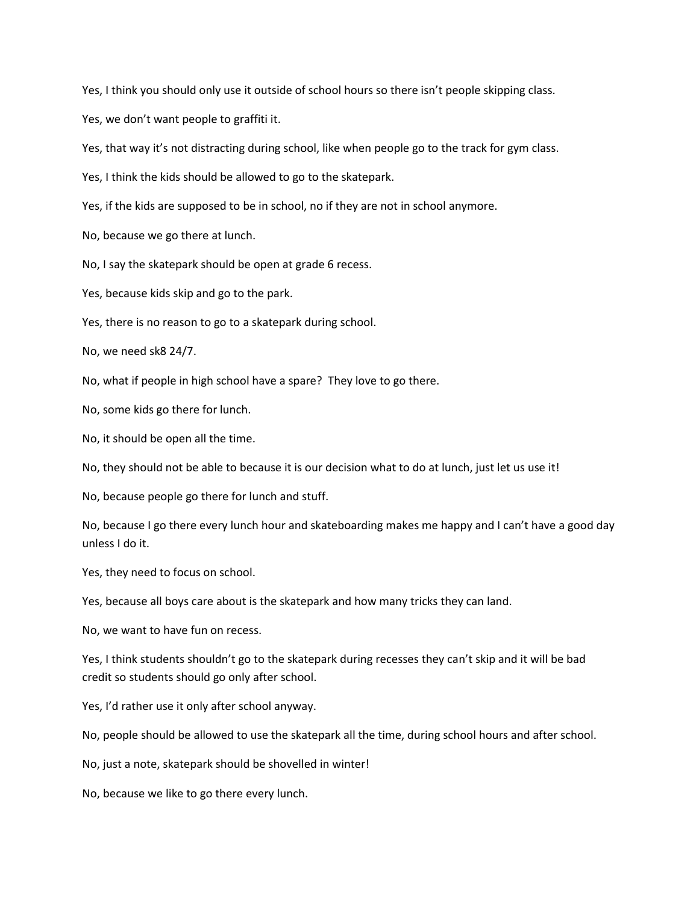Yes, I think you should only use it outside of school hours so there isn't people skipping class.

Yes, we don't want people to graffiti it.

Yes, that way it's not distracting during school, like when people go to the track for gym class.

Yes, I think the kids should be allowed to go to the skatepark.

Yes, if the kids are supposed to be in school, no if they are not in school anymore.

No, because we go there at lunch.

No, I say the skatepark should be open at grade 6 recess.

Yes, because kids skip and go to the park.

Yes, there is no reason to go to a skatepark during school.

No, we need sk8 24/7.

No, what if people in high school have a spare? They love to go there.

No, some kids go there for lunch.

No, it should be open all the time.

No, they should not be able to because it is our decision what to do at lunch, just let us use it!

No, because people go there for lunch and stuff.

No, because I go there every lunch hour and skateboarding makes me happy and I can't have a good day unless I do it.

Yes, they need to focus on school.

Yes, because all boys care about is the skatepark and how many tricks they can land.

No, we want to have fun on recess.

Yes, I think students shouldn't go to the skatepark during recesses they can't skip and it will be bad credit so students should go only after school.

Yes, I'd rather use it only after school anyway.

No, people should be allowed to use the skatepark all the time, during school hours and after school.

No, just a note, skatepark should be shovelled in winter!

No, because we like to go there every lunch.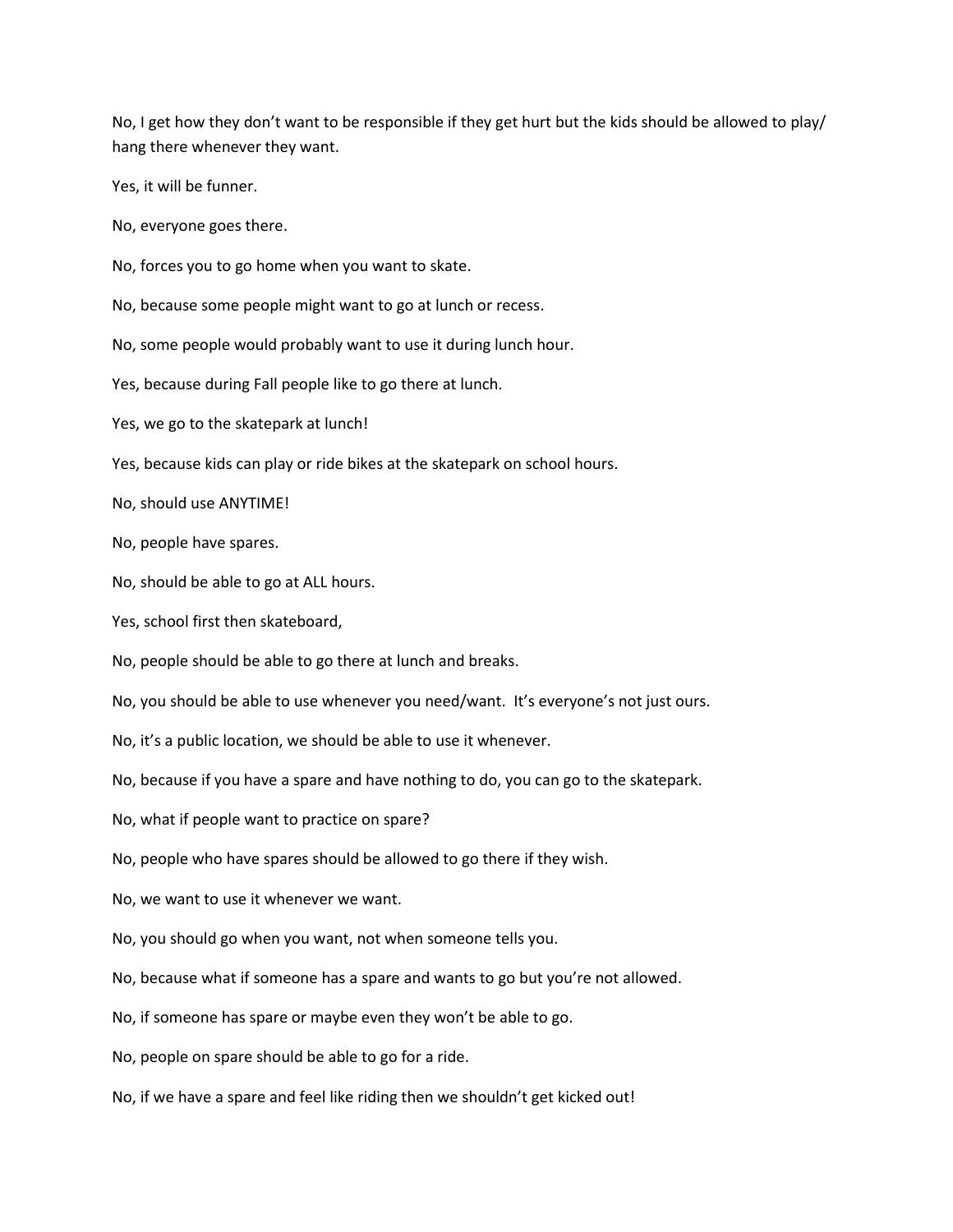No, I get how they don't want to be responsible if they get hurt but the kids should be allowed to play/ hang there whenever they want.

Yes, it will be funner.

No, everyone goes there.

No, forces you to go home when you want to skate.

No, because some people might want to go at lunch or recess.

No, some people would probably want to use it during lunch hour.

Yes, because during Fall people like to go there at lunch.

Yes, we go to the skatepark at lunch!

Yes, because kids can play or ride bikes at the skatepark on school hours.

No, should use ANYTIME!

No, people have spares.

No, should be able to go at ALL hours.

Yes, school first then skateboard,

No, people should be able to go there at lunch and breaks.

No, you should be able to use whenever you need/want. It's everyone's not just ours.

No, it's a public location, we should be able to use it whenever.

No, because if you have a spare and have nothing to do, you can go to the skatepark.

No, what if people want to practice on spare?

No, people who have spares should be allowed to go there if they wish.

No, we want to use it whenever we want.

No, you should go when you want, not when someone tells you.

No, because what if someone has a spare and wants to go but you're not allowed.

No, if someone has spare or maybe even they won't be able to go.

No, people on spare should be able to go for a ride.

No, if we have a spare and feel like riding then we shouldn't get kicked out!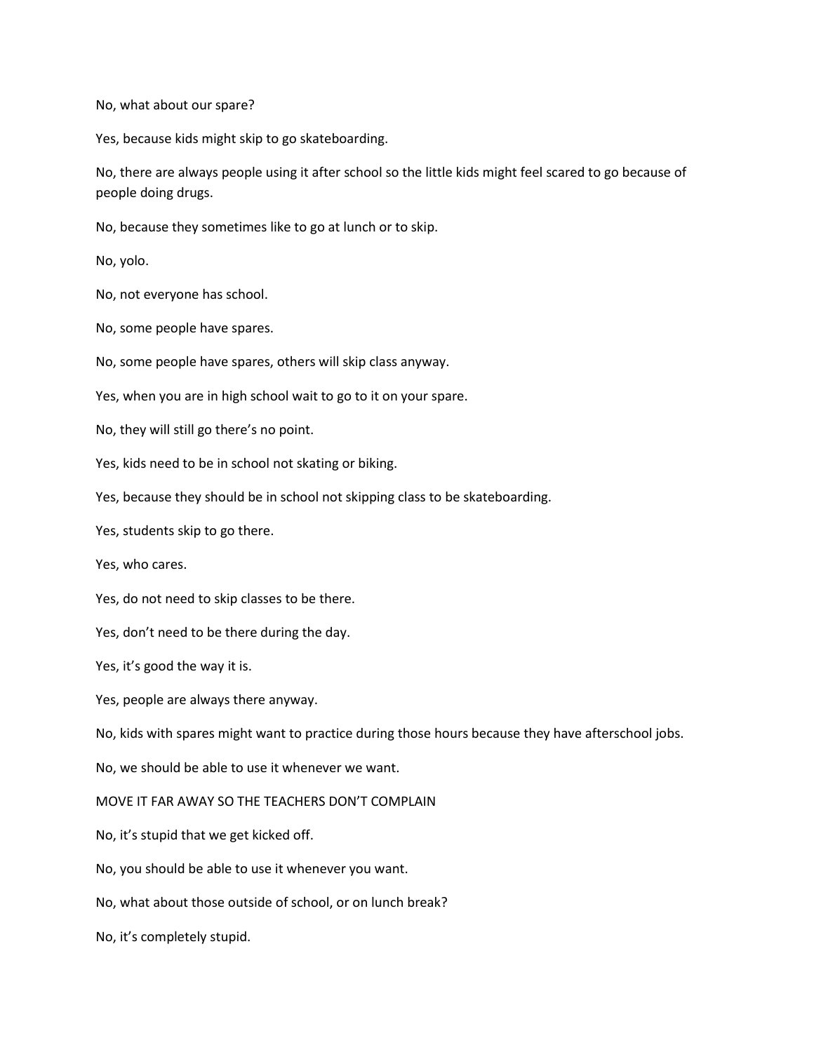No, what about our spare?

Yes, because kids might skip to go skateboarding.

No, there are always people using it after school so the little kids might feel scared to go because of people doing drugs.

No, because they sometimes like to go at lunch or to skip.

No, yolo.

No, not everyone has school.

No, some people have spares.

No, some people have spares, others will skip class anyway.

Yes, when you are in high school wait to go to it on your spare.

No, they will still go there's no point.

Yes, kids need to be in school not skating or biking.

Yes, because they should be in school not skipping class to be skateboarding.

Yes, students skip to go there.

Yes, who cares.

Yes, do not need to skip classes to be there.

Yes, don't need to be there during the day.

Yes, it's good the way it is.

Yes, people are always there anyway.

No, kids with spares might want to practice during those hours because they have afterschool jobs.

No, we should be able to use it whenever we want.

MOVE IT FAR AWAY SO THE TEACHERS DON'T COMPLAIN

No, it's stupid that we get kicked off.

No, you should be able to use it whenever you want.

No, what about those outside of school, or on lunch break?

No, it's completely stupid.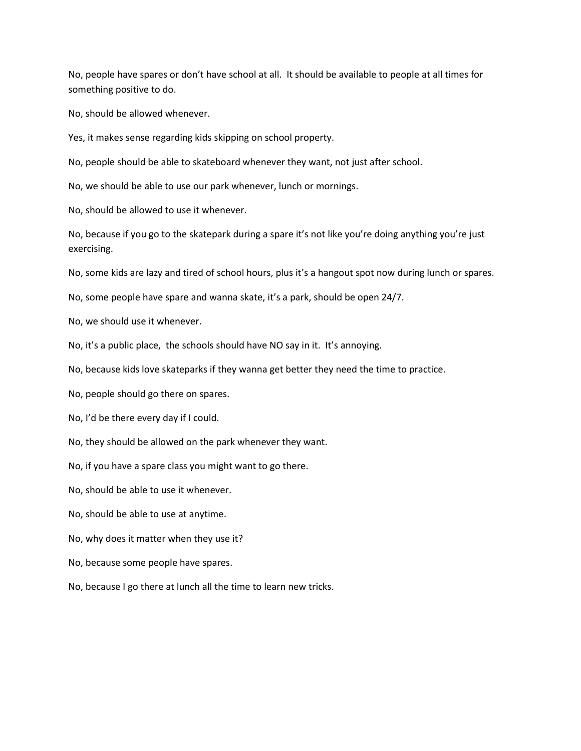No, people have spares or don't have school at all. It should be available to people at all times for something positive to do.

No, should be allowed whenever.

Yes, it makes sense regarding kids skipping on school property.

No, people should be able to skateboard whenever they want, not just after school.

No, we should be able to use our park whenever, lunch or mornings.

No, should be allowed to use it whenever.

No, because if you go to the skatepark during a spare it's not like you're doing anything you're just exercising.

No, some kids are lazy and tired of school hours, plus it's a hangout spot now during lunch or spares.

No, some people have spare and wanna skate, it's a park, should be open 24/7.

No, we should use it whenever.

No, it's a public place, the schools should have NO say in it. It's annoying.

No, because kids love skateparks if they wanna get better they need the time to practice.

No, people should go there on spares.

No, I'd be there every day if I could.

No, they should be allowed on the park whenever they want.

No, if you have a spare class you might want to go there.

No, should be able to use it whenever.

No, should be able to use at anytime.

No, why does it matter when they use it?

No, because some people have spares.

No, because I go there at lunch all the time to learn new tricks.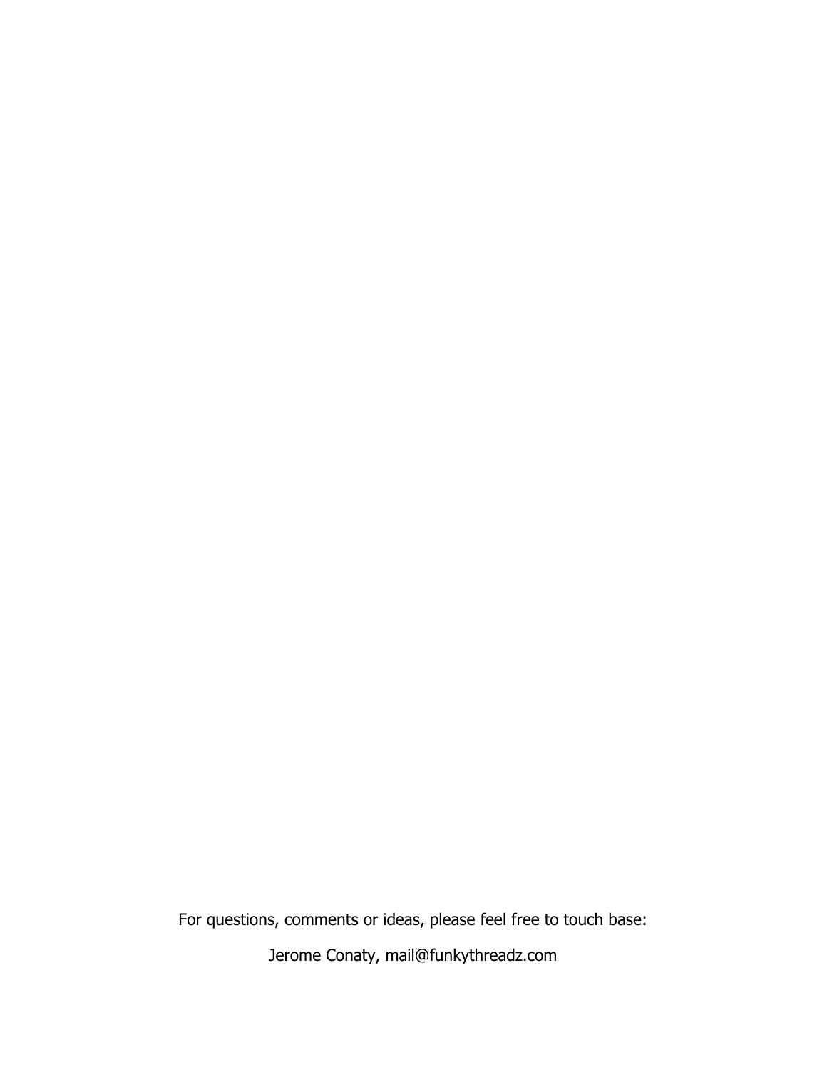For questions, comments or ideas, please feel free to touch base:

Jerome Conaty, mail@funkythreadz.com